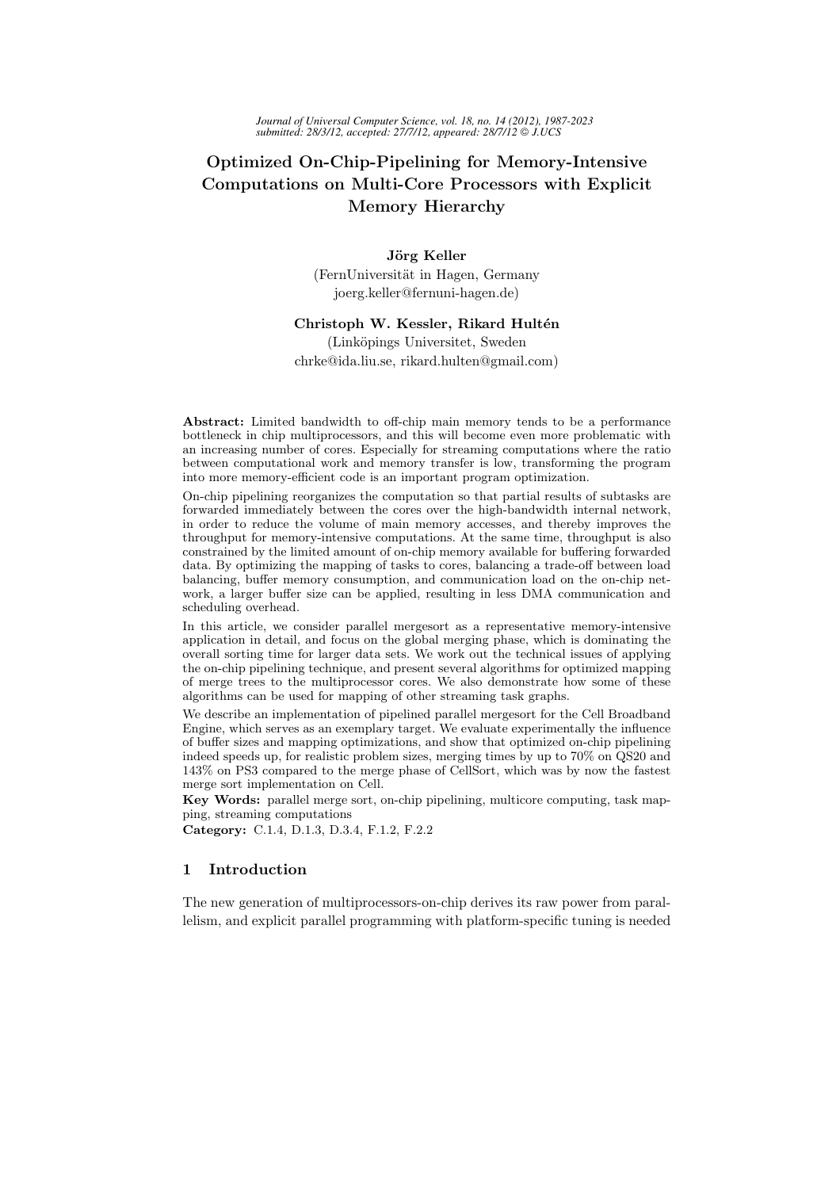# Optimized On-Chip-Pipelining for Memory-Intensive Computations on Multi-Core Processors with Explicit Memory Hierarchy

**Jörg Keller**
(FernUniversität in Hagen, Germany
joerg.keller@fernuni-hagen.de)

**Christoph W. Kessler, Rikard Hultén**
(Linköpings Universitet, Sweden
chrke@ida.liu.se, rikard.hulten@gmail.com)

**Abstract:** Limited bandwidth to off-chip main memory tends to be a performance bottleneck in chip multiprocessors, and this will become even more problematic with an increasing number of cores. Especially for streaming computations where the ratio between computational work and memory transfer is low, transforming the program into more memory-efficient code is an important program optimization.

On-chip pipelining reorganizes the computation so that partial results of subtasks are forwarded immediately between the cores over the high-bandwidth internal network, in order to reduce the volume of main memory accesses, and thereby improves the throughput for memory-intensive computations. At the same time, throughput is also constrained by the limited amount of on-chip memory available for buffering forwarded data. By optimizing the mapping of tasks to cores, balancing a trade-off between load balancing, buffer memory consumption, and communication load on the on-chip network, a larger buffer size can be applied, resulting in less DMA communication and scheduling overhead.

In this article, we consider parallel mergesort as a representative memory-intensive application in detail, and focus on the global merging phase, which is dominating the overall sorting time for larger data sets. We work out the technical issues of applying the on-chip pipelining technique, and present several algorithms for optimized mapping of merge trees to the multiprocessor cores. We also demonstrate how some of these algorithms can be used for mapping of other streaming task graphs.

We describe an implementation of pipelined parallel mergesort for the Cell Broadband Engine, which serves as an exemplary target. We evaluate experimentally the influence of buffer sizes and mapping optimizations, and show that optimized on-chip pipelining indeed speeds up, for realistic problem sizes, merging times by up to 70% on QS20 and 143% on PS3 compared to the merge phase of CellSort, which was by now the fastest merge sort implementation on Cell.

**Key Words:** parallel merge sort, on-chip pipelining, multicore computing, task mapping, streaming computations

**Category:** C.1.4, D.1.3, D.3.4, F.1.2, F.2.2

## 1 Introduction

The new generation of multiprocessors-on-chip derives its raw power from parallelism, and explicit parallel programming with platform-specific tuning is needed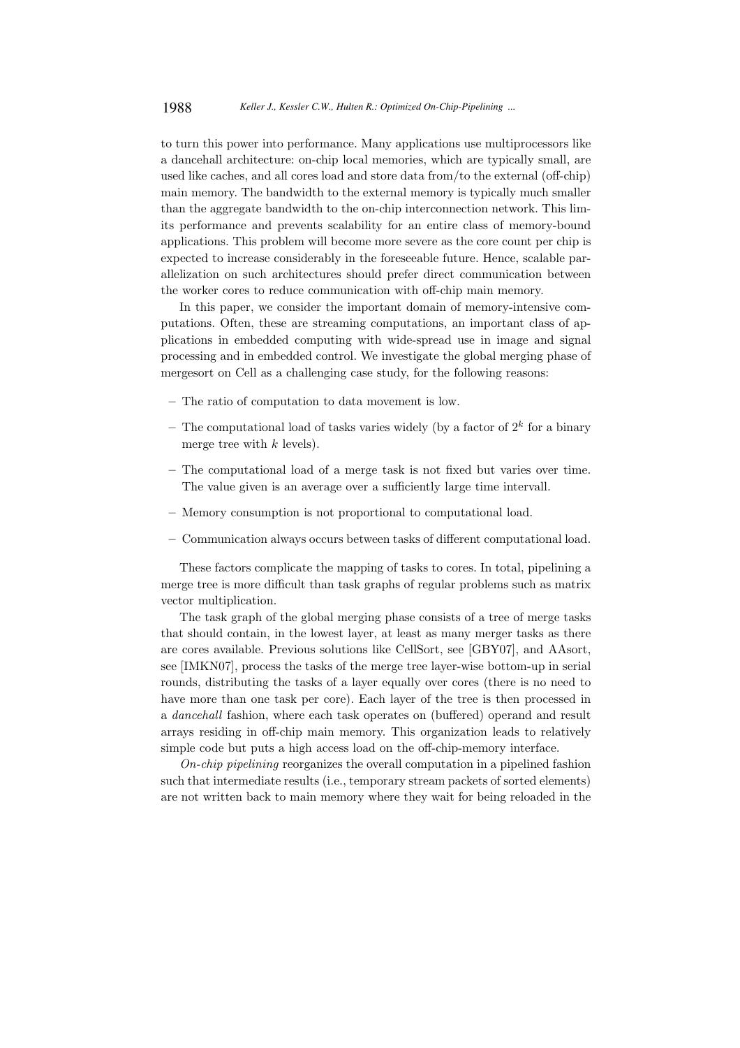to turn this power into performance. Many applications use multiprocessors like a dancehall architecture: on-chip local memories, which are typically small, are used like caches, and all cores load and store data from/to the external (off-chip) main memory. The bandwidth to the external memory is typically much smaller than the aggregate bandwidth to the on-chip interconnection network. This limits performance and prevents scalability for an entire class of memory-bound applications. This problem will become more severe as the core count per chip is expected to increase considerably in the foreseeable future. Hence, scalable parallelization on such architectures should prefer direct communication between the worker cores to reduce communication with off-chip main memory.

In this paper, we consider the important domain of memory-intensive computations. Often, these are streaming computations, an important class of applications in embedded computing with wide-spread use in image and signal processing and in embedded control. We investigate the global merging phase of mergesort on Cell as a challenging case study, for the following reasons:

- The ratio of computation to data movement is low.
- The computational load of tasks varies widely (by a factor of $2^k$ for a binary merge tree with $k$ levels).
- The computational load of a merge task is not fixed but varies over time. The value given is an average over a sufficiently large time intervall.
- Memory consumption is not proportional to computational load.
- Communication always occurs between tasks of different computational load.

These factors complicate the mapping of tasks to cores. In total, pipelining a merge tree is more difficult than task graphs of regular problems such as matrix vector multiplication.

The task graph of the global merging phase consists of a tree of merge tasks that should contain, in the lowest layer, at least as many merger tasks as there are cores available. Previous solutions like CellSort, see [GBY07], and AAsort, see [IMKN07], process the tasks of the merge tree layer-wise bottom-up in serial rounds, distributing the tasks of a layer equally over cores (there is no need to have more than one task per core). Each layer of the tree is then processed in a *dancehall* fashion, where each task operates on (buffered) operand and result arrays residing in off-chip main memory. This organization leads to relatively simple code but puts a high access load on the off-chip-memory interface.

*On-chip pipelining* reorganizes the overall computation in a pipelined fashion such that intermediate results (i.e., temporary stream packets of sorted elements) are not written back to main memory where they wait for being reloaded in the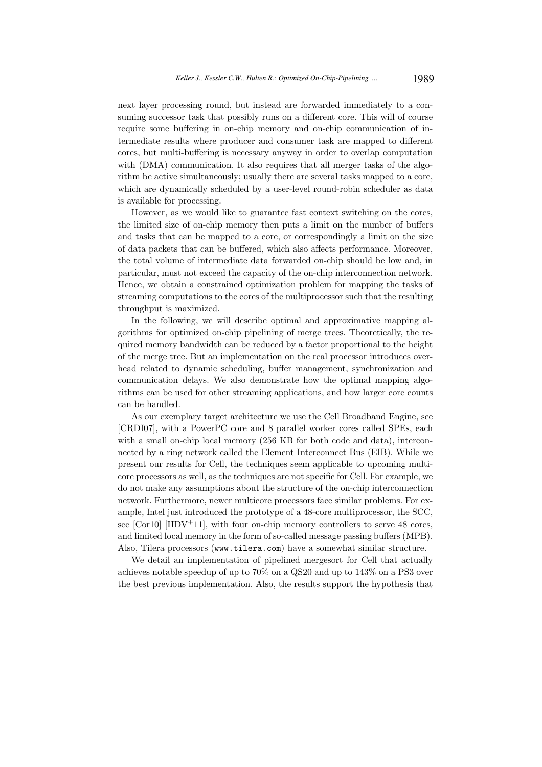next layer processing round, but instead are forwarded immediately to a consuming successor task that possibly runs on a different core. This will of course require some buffering in on-chip memory and on-chip communication of intermediate results where producer and consumer task are mapped to different cores, but multi-buffering is necessary anyway in order to overlap computation with (DMA) communication. It also requires that all merger tasks of the algorithm be active simultaneously; usually there are several tasks mapped to a core, which are dynamically scheduled by a user-level round-robin scheduler as data is available for processing.

However, as we would like to guarantee fast context switching on the cores, the limited size of on-chip memory then puts a limit on the number of buffers and tasks that can be mapped to a core, or correspondingly a limit on the size of data packets that can be buffered, which also affects performance. Moreover, the total volume of intermediate data forwarded on-chip should be low and, in particular, must not exceed the capacity of the on-chip interconnection network. Hence, we obtain a constrained optimization problem for mapping the tasks of streaming computations to the cores of the multiprocessor such that the resulting throughput is maximized.

In the following, we will describe optimal and approximative mapping algorithms for optimized on-chip pipelining of merge trees. Theoretically, the required memory bandwidth can be reduced by a factor proportional to the height of the merge tree. But an implementation on the real processor introduces overhead related to dynamic scheduling, buffer management, synchronization and communication delays. We also demonstrate how the optimal mapping algorithms can be used for other streaming applications, and how larger core counts can be handled.

As our exemplary target architecture we use the Cell Broadband Engine, see [CRDI07], with a PowerPC core and 8 parallel worker cores called SPEs, each with a small on-chip local memory (256 KB for both code and data), interconnected by a ring network called the Element Interconnect Bus (EIB). While we present our results for Cell, the techniques seem applicable to upcoming multicore processors as well, as the techniques are not specific for Cell. For example, we do not make any assumptions about the structure of the on-chip interconnection network. Furthermore, newer multicore processors face similar problems. For example, Intel just introduced the prototype of a 48-core multiprocessor, the SCC, see [Cor10] [HDV+11], with four on-chip memory controllers to serve 48 cores, and limited local memory in the form of so-called message passing buffers (MPB). Also, Tilera processors (www.tilera.com) have a somewhat similar structure.

We detail an implementation of pipelined mergesort for Cell that actually achieves notable speedup of up to 70% on a QS20 and up to 143% on a PS3 over the best previous implementation. Also, the results support the hypothesis that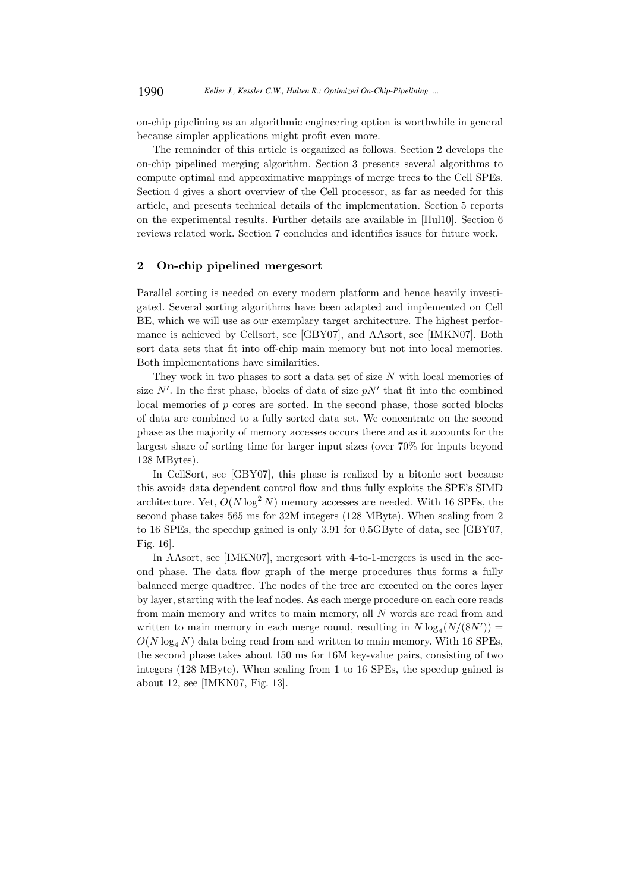on-chip pipelining as an algorithmic engineering option is worthwhile in general because simpler applications might profit even more.

The remainder of this article is organized as follows. Section 2 develops the on-chip pipelined merging algorithm. Section 3 presents several algorithms to compute optimal and approximative mappings of merge trees to the Cell SPEs. Section 4 gives a short overview of the Cell processor, as far as needed for this article, and presents technical details of the implementation. Section 5 reports on the experimental results. Further details are available in [Hul10]. Section 6 reviews related work. Section 7 concludes and identifies issues for future work.

## 2 On-chip pipelined mergesort

Parallel sorting is needed on every modern platform and hence heavily investigated. Several sorting algorithms have been adapted and implemented on Cell BE, which we will use as our exemplary target architecture. The highest performance is achieved by Cellsort, see [GBY07], and AAsort, see [IMKN07]. Both sort data sets that fit into off-chip main memory but not into local memories. Both implementations have similarities.

They work in two phases to sort a data set of size $N$ with local memories of size $N'$. In the first phase, blocks of data of size $pN'$ that fit into the combined local memories of $p$ cores are sorted. In the second phase, those sorted blocks of data are combined to a fully sorted data set. We concentrate on the second phase as the majority of memory accesses occurs there and as it accounts for the largest share of sorting time for larger input sizes (over 70% for inputs beyond 128 MBytes).

In CellSort, see [GBY07], this phase is realized by a bitonic sort because this avoids data dependent control flow and thus fully exploits the SPE's SIMD architecture. Yet, $O(N \log^2 N)$ memory accesses are needed. With 16 SPEs, the second phase takes 565 ms for 32M integers (128 MByte). When scaling from 2 to 16 SPEs, the speedup gained is only 3.91 for 0.5GByte of data, see [GBY07, Fig. 16].

In AAsort, see [IMKN07], mergesort with 4-to-1-mergers is used in the second phase. The data flow graph of the merge procedures thus forms a fully balanced merge quadtree. The nodes of the tree are executed on the cores layer by layer, starting with the leaf nodes. As each merge procedure on each core reads from main memory and writes to main memory, all $N$ words are read from and written to main memory in each merge round, resulting in $N \log_4(N/(8N')) = O(N \log_4 N)$ data being read from and written to main memory. With 16 SPEs, the second phase takes about 150 ms for 16M key-value pairs, consisting of two integers (128 MByte). When scaling from 1 to 16 SPEs, the speedup gained is about 12, see [IMKN07, Fig. 13].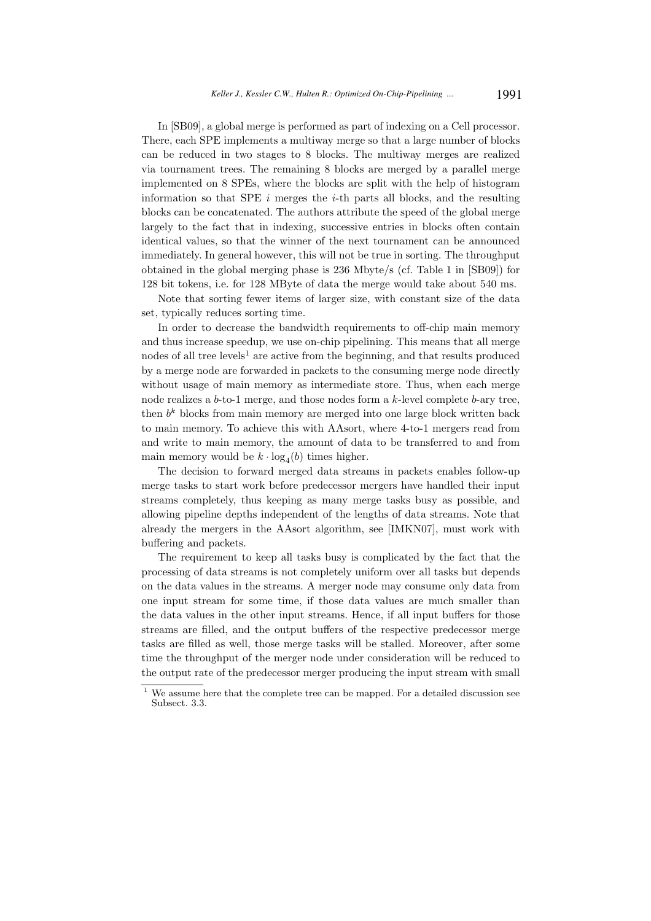In [SB09], a global merge is performed as part of indexing on a Cell processor. There, each SPE implements a multiway merge so that a large number of blocks can be reduced in two stages to 8 blocks. The multiway merges are realized via tournament trees. The remaining 8 blocks are merged by a parallel merge implemented on 8 SPEs, where the blocks are split with the help of histogram information so that SPE $i$ merges the $i$-th parts all blocks, and the resulting blocks can be concatenated. The authors attribute the speed of the global merge largely to the fact that in indexing, successive entries in blocks often contain identical values, so that the winner of the next tournament can be announced immediately. In general however, this will not be true in sorting. The throughput obtained in the global merging phase is 236 Mbyte/s (cf. Table 1 in [SB09]) for 128 bit tokens, i.e. for 128 MByte of data the merge would take about 540 ms.

Note that sorting fewer items of larger size, with constant size of the data set, typically reduces sorting time.

In order to decrease the bandwidth requirements to off-chip main memory and thus increase speedup, we use on-chip pipelining. This means that all merge nodes of all tree levels[1] are active from the beginning, and that results produced by a merge node are forwarded in packets to the consuming merge node directly without usage of main memory as intermediate store. Thus, when each merge node realizes a $b$-to-1 merge, and those nodes form a $k$-level complete $b$-ary tree, then $b^k$ blocks from main memory are merged into one large block written back to main memory. To achieve this with AAsort, where 4-to-1 mergers read from and write to main memory, the amount of data to be transferred to and from main memory would be $k \cdot \log_4(b)$ times higher.

The decision to forward merged data streams in packets enables follow-up merge tasks to start work before predecessor mergers have handled their input streams completely, thus keeping as many merge tasks busy as possible, and allowing pipeline depths independent of the lengths of data streams. Note that already the mergers in the AAsort algorithm, see [IMKN07], must work with buffering and packets.

The requirement to keep all tasks busy is complicated by the fact that the processing of data streams is not completely uniform over all tasks but depends on the data values in the streams. A merger node may consume only data from one input stream for some time, if those data values are much smaller than the data values in the other input streams. Hence, if all input buffers for those streams are filled, and the output buffers of the respective predecessor merge tasks are filled as well, those merge tasks will be stalled. Moreover, after some time the throughput of the merger node under consideration will be reduced to the output rate of the predecessor merger producing the input stream with small

[1] We assume here that the complete tree can be mapped. For a detailed discussion see Subsect. 3.3.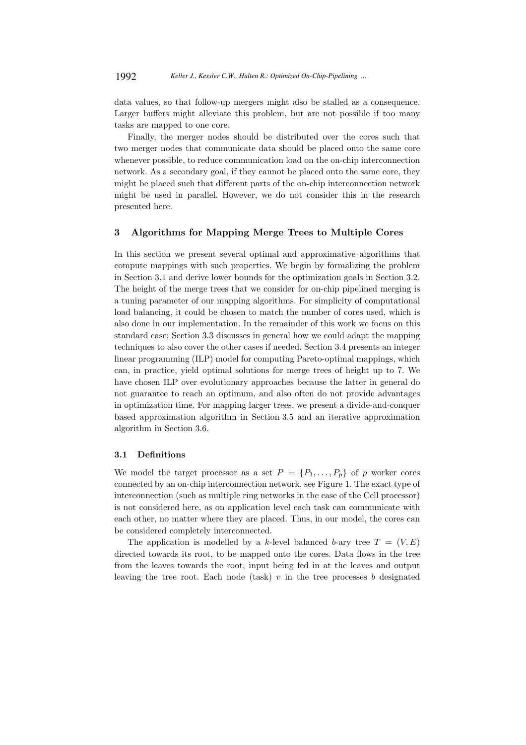data values, so that follow-up mergers might also be stalled as a consequence. Larger buffers might alleviate this problem, but are not possible if too many tasks are mapped to one core.

Finally, the merger nodes should be distributed over the cores such that two merger nodes that communicate data should be placed onto the same core whenever possible, to reduce communication load on the on-chip interconnection network. As a secondary goal, if they cannot be placed onto the same core, they might be placed such that different parts of the on-chip interconnection network might be used in parallel. However, we do not consider this in the research presented here.

## 3 Algorithms for Mapping Merge Trees to Multiple Cores

In this section we present several optimal and approximative algorithms that compute mappings with such properties. We begin by formalizing the problem in Section 3.1 and derive lower bounds for the optimization goals in Section 3.2. The height of the merge trees that we consider for on-chip pipelined merging is a tuning parameter of our mapping algorithms. For simplicity of computational load balancing, it could be chosen to match the number of cores used, which is also done in our implementation. In the remainder of this work we focus on this standard case; Section 3.3 discusses in general how we could adapt the mapping techniques to also cover the other cases if needed. Section 3.4 presents an integer linear programming (ILP) model for computing Pareto-optimal mappings, which can, in practice, yield optimal solutions for merge trees of height up to 7. We have chosen ILP over evolutionary approaches because the latter in general do not guarantee to reach an optimum, and also often do not provide advantages in optimization time. For mapping larger trees, we present a divide-and-conquer based approximation algorithm in Section 3.5 and an iterative approximation algorithm in Section 3.6.

### 3.1 Definitions

We model the target processor as a set $P = \{P_1, \ldots, P_p\}$ of $p$ worker cores connected by an on-chip interconnection network, see Figure 1. The exact type of interconnection (such as multiple ring networks in the case of the Cell processor) is not considered here, as on application level each task can communicate with each other, no matter where they are placed. Thus, in our model, the cores can be considered completely interconnected.

The application is modelled by a $k$-level balanced $b$-ary tree $T = (V, E)$ directed towards its root, to be mapped onto the cores. Data flows in the tree from the leaves towards the root, input being fed in at the leaves and output leaving the tree root. Each node (task) $v$ in the tree processes $b$ designated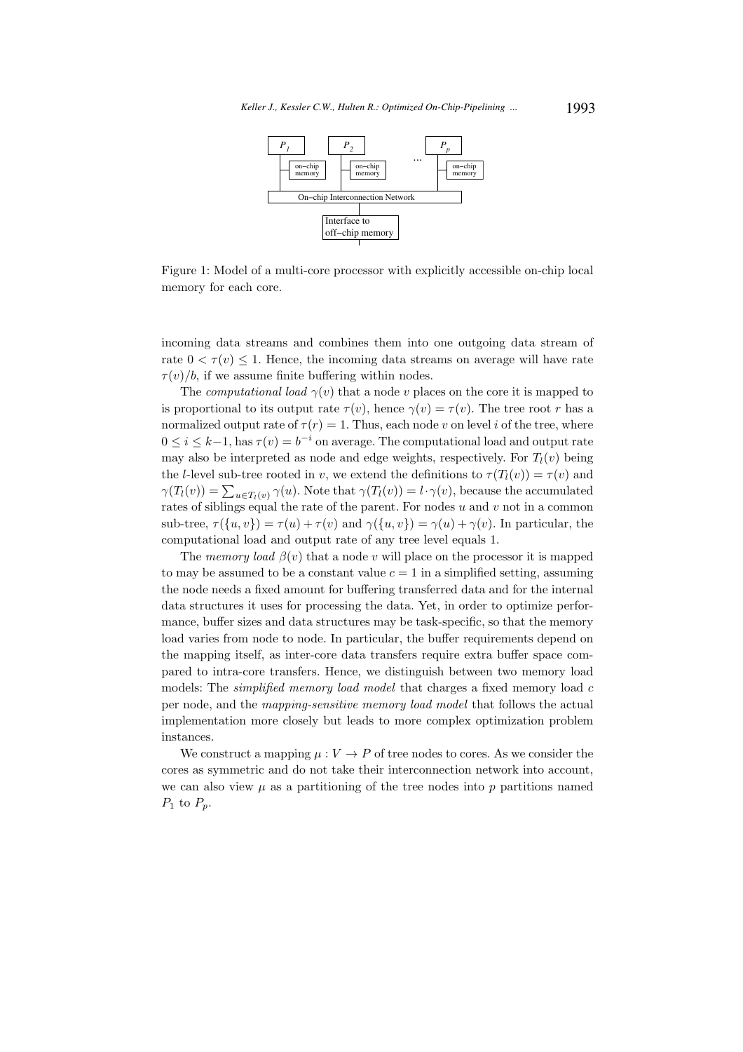Figure 1: Model of a multi-core processor with explicitly accessible on-chip local memory for each core.

incoming data streams and combines them into one outgoing data stream of rate $0 < \tau(v) \leq 1$. Hence, the incoming data streams on average will have rate $\tau(v)/b$, if we assume finite buffering within nodes.

The *computational load* $\gamma(v)$ that a node $v$ places on the core it is mapped to is proportional to its output rate $\tau(v)$, hence $\gamma(v) = \tau(v)$. The tree root $r$ has a normalized output rate of $\tau(r) = 1$. Thus, each node $v$ on level $i$ of the tree, where $0 \leq i \leq k-1$, has $\tau(v) = b^{-i}$ on average. The computational load and output rate may also be interpreted as node and edge weights, respectively. For $T_l(v)$ being the $l$-level sub-tree rooted in $v$, we extend the definitions to $\tau(T_l(v)) = \tau(v)$ and $\gamma(T_l(v)) = \sum_{u \in T_l(v)} \gamma(u)$. Note that $\gamma(T_l(v)) = l \cdot \gamma(v)$, because the accumulated rates of siblings equal the rate of the parent. For nodes $u$ and $v$ not in a common sub-tree, $\tau(\{u, v\}) = \tau(u) + \tau(v)$ and $\gamma(\{u, v\}) = \gamma(u) + \gamma(v)$. In particular, the computational load and output rate of any tree level equals 1.

The *memory load* $\beta(v)$ that a node $v$ will place on the processor it is mapped to may be assumed to be a constant value $c = 1$ in a simplified setting, assuming the node needs a fixed amount for buffering transferred data and for the internal data structures it uses for processing the data. Yet, in order to optimize performance, buffer sizes and data structures may be task-specific, so that the memory load varies from node to node. In particular, the buffer requirements depend on the mapping itself, as inter-core data transfers require extra buffer space compared to intra-core transfers. Hence, we distinguish between two memory load models: The *simplified memory load model* that charges a fixed memory load $c$ per node, and the *mapping-sensitive memory load model* that follows the actual implementation more closely but leads to more complex optimization problem instances.

We construct a mapping $\mu : V \rightarrow P$ of tree nodes to cores. As we consider the cores as symmetric and do not take their interconnection network into account, we can also view $\mu$ as a partitioning of the tree nodes into $p$ partitions named $P_1$ to $P_p$.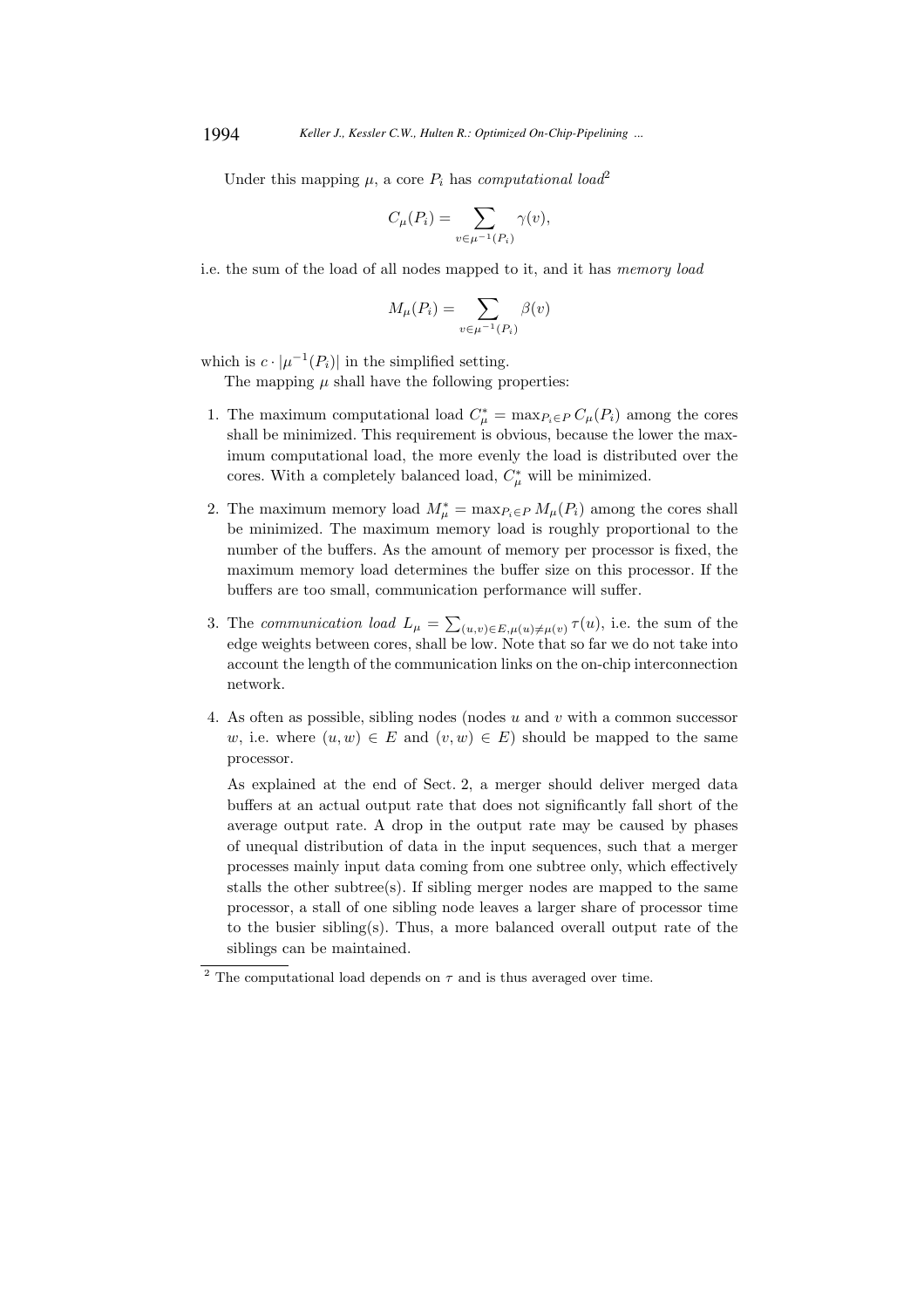Under this mapping $\mu$, a core $P_i$ has *computational load*[2]

$$C_\mu(P_i) = \sum_{v \in \mu^{-1}(P_i)} \gamma(v),$$

i.e. the sum of the load of all nodes mapped to it, and it has *memory load*

$$M_\mu(P_i) = \sum_{v \in \mu^{-1}(P_i)} \beta(v)$$

which is $c \cdot |\mu^{-1}(P_i)|$ in the simplified setting.

The mapping $\mu$ shall have the following properties:

1. The maximum computational load $C^*_\mu = \max_{P_i \in P} C_\mu(P_i)$ among the cores shall be minimized. This requirement is obvious, because the lower the maximum computational load, the more evenly the load is distributed over the cores. With a completely balanced load, $C^*_\mu$ will be minimized.

2. The maximum memory load $M^*_\mu = \max_{P_i \in P} M_\mu(P_i)$ among the cores shall be minimized. The maximum memory load is roughly proportional to the number of the buffers. As the amount of memory per processor is fixed, the maximum memory load determines the buffer size on this processor. If the buffers are too small, communication performance will suffer.

3. The *communication load* $L_\mu = \sum_{(u,v) \in E, \mu(u) \neq \mu(v)} \tau(u)$, i.e. the sum of the edge weights between cores, shall be low. Note that so far we do not take into account the length of the communication links on the on-chip interconnection network.

4. As often as possible, sibling nodes (nodes $u$ and $v$ with a common successor $w$, i.e. where $(u, w) \in E$ and $(v, w) \in E$) should be mapped to the same processor.

   As explained at the end of Sect. 2, a merger should deliver merged data buffers at an actual output rate that does not significantly fall short of the average output rate. A drop in the output rate may be caused by phases of unequal distribution of data in the input sequences, such that a merger processes mainly input data coming from one subtree only, which effectively stalls the other subtree(s). If sibling merger nodes are mapped to the same processor, a stall of one sibling node leaves a larger share of processor time to the busier sibling(s). Thus, a more balanced overall output rate of the siblings can be maintained.

[2] The computational load depends on $\tau$ and is thus averaged over time.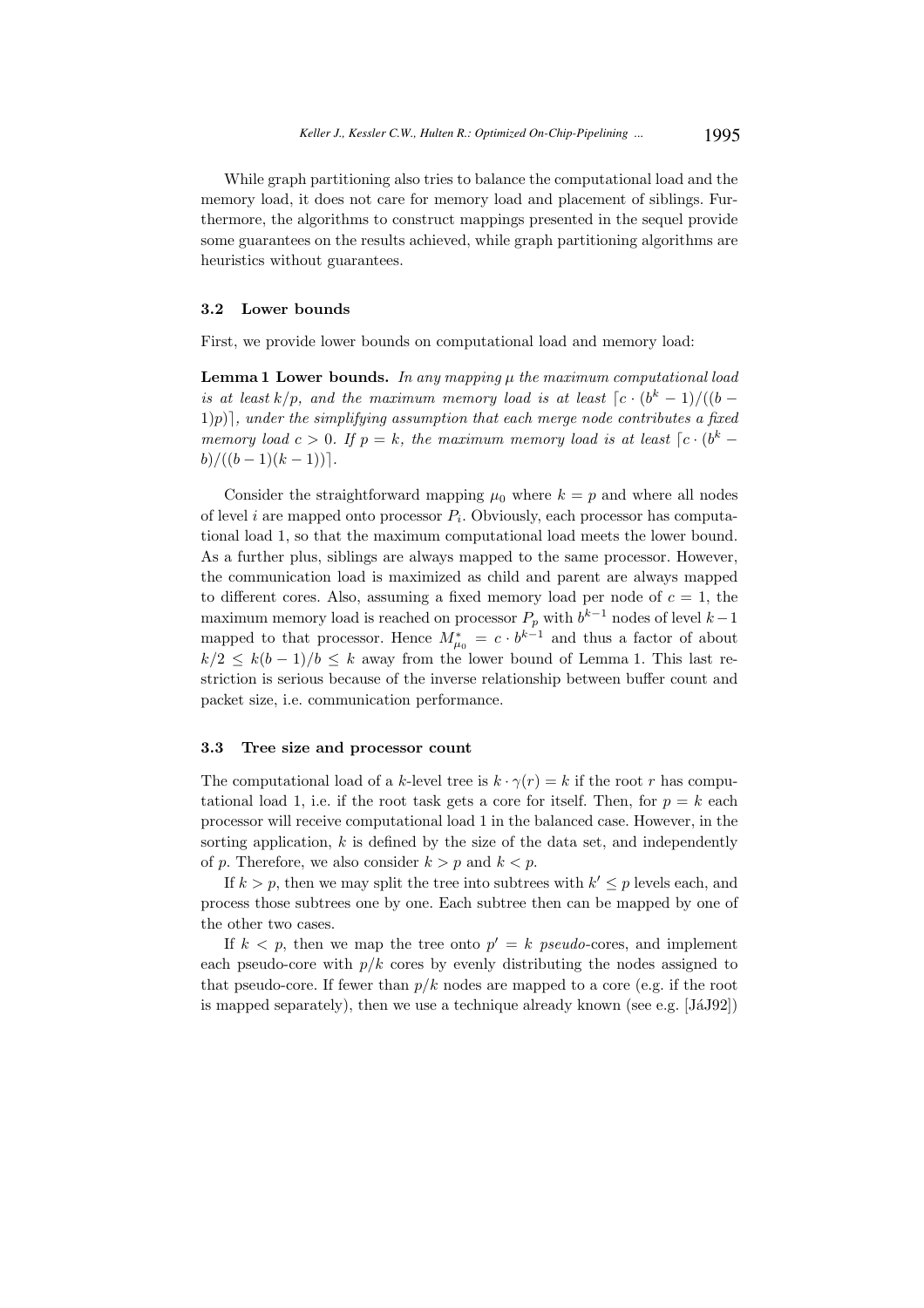While graph partitioning also tries to balance the computational load and the memory load, it does not care for memory load and placement of siblings. Furthermore, the algorithms to construct mappings presented in the sequel provide some guarantees on the results achieved, while graph partitioning algorithms are heuristics without guarantees.

### 3.2 Lower bounds

First, we provide lower bounds on computational load and memory load:

**Lemma 1 Lower bounds.** *In any mapping $\mu$ the maximum computational load is at least $k/p$, and the maximum memory load is at least $\lceil c \cdot (b^k - 1)/((b-1)p) \rceil$, under the simplifying assumption that each merge node contributes a fixed memory load $c > 0$. If $p = k$, the maximum memory load is at least $\lceil c \cdot (b^k - b)/((b-1)(k-1)) \rceil$.*

Consider the straightforward mapping $\mu_0$ where $k = p$ and where all nodes of level $i$ are mapped onto processor $P_i$. Obviously, each processor has computational load 1, so that the maximum computational load meets the lower bound. As a further plus, siblings are always mapped to the same processor. However, the communication load is maximized as child and parent are always mapped to different cores. Also, assuming a fixed memory load per node of $c = 1$, the maximum memory load is reached on processor $P_p$ with $b^{k-1}$ nodes of level $k-1$ mapped to that processor. Hence $M^*_{\mu_0} = c \cdot b^{k-1}$ and thus a factor of about $k/2 \leq k(b-1)/b \leq k$ away from the lower bound of Lemma 1. This last restriction is serious because of the inverse relationship between buffer count and packet size, i.e. communication performance.

### 3.3 Tree size and processor count

The computational load of a $k$-level tree is $k \cdot \gamma(r) = k$ if the root $r$ has computational load 1, i.e. if the root task gets a core for itself. Then, for $p = k$ each processor will receive computational load 1 in the balanced case. However, in the sorting application, $k$ is defined by the size of the data set, and independently of $p$. Therefore, we also consider $k > p$ and $k < p$.

If $k > p$, then we may split the tree into subtrees with $k' \leq p$ levels each, and process those subtrees one by one. Each subtree then can be mapped by one of the other two cases.

If $k < p$, then we map the tree onto $p' = k$ *pseudo*-cores, and implement each pseudo-core with $p/k$ cores by evenly distributing the nodes assigned to that pseudo-core. If fewer than $p/k$ nodes are mapped to a core (e.g. if the root is mapped separately), then we use a technique already known (see e.g. [JáJ92])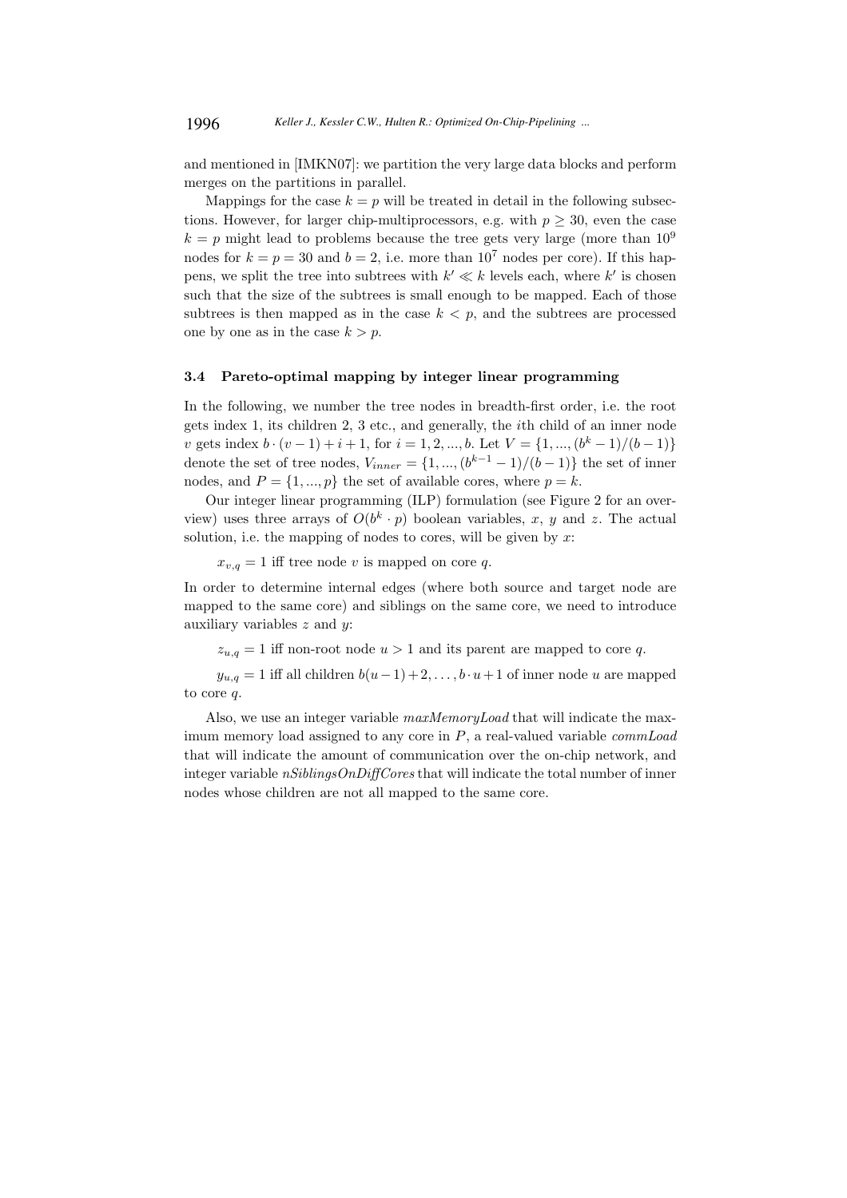and mentioned in [IMKN07]: we partition the very large data blocks and perform merges on the partitions in parallel.

Mappings for the case $k = p$ will be treated in detail in the following subsections. However, for larger chip-multiprocessors, e.g. with $p \geq 30$, even the case $k = p$ might lead to problems because the tree gets very large (more than $10^9$ nodes for $k = p = 30$ and $b = 2$, i.e. more than $10^7$ nodes per core). If this happens, we split the tree into subtrees with $k' \ll k$ levels each, where $k'$ is chosen such that the size of the subtrees is small enough to be mapped. Each of those subtrees is then mapped as in the case $k < p$, and the subtrees are processed one by one as in the case $k > p$.

### 3.4 Pareto-optimal mapping by integer linear programming

In the following, we number the tree nodes in breadth-first order, i.e. the root gets index 1, its children 2, 3 etc., and generally, the $i$th child of an inner node $v$ gets index $b \cdot (v - 1) + i + 1$, for $i = 1, 2, ..., b$. Let $V = \{1, ..., (b^k - 1)/(b - 1)\}$ denote the set of tree nodes, $V_{inner} = \{1, ..., (b^{k-1} - 1)/(b - 1)\}$ the set of inner nodes, and $P = \{1, ..., p\}$ the set of available cores, where $p = k$.

Our integer linear programming (ILP) formulation (see Figure 2 for an overview) uses three arrays of $O(b^k \cdot p)$ boolean variables, $x$, $y$ and $z$. The actual solution, i.e. the mapping of nodes to cores, will be given by $x$:

$x_{v,q} = 1$ iff tree node $v$ is mapped on core $q$.

In order to determine internal edges (where both source and target node are mapped to the same core) and siblings on the same core, we need to introduce auxiliary variables $z$ and $y$:

$z_{u,q} = 1$ iff non-root node $u > 1$ and its parent are mapped to core $q$.

$y_{u,q} = 1$ iff all children $b(u-1)+2, \ldots, b \cdot u+1$ of inner node $u$ are mapped to core $q$.

Also, we use an integer variable *maxMemoryLoad* that will indicate the maximum memory load assigned to any core in $P$, a real-valued variable *commLoad* that will indicate the amount of communication over the on-chip network, and integer variable *nSiblingsOnDiffCores* that will indicate the total number of inner nodes whose children are not all mapped to the same core.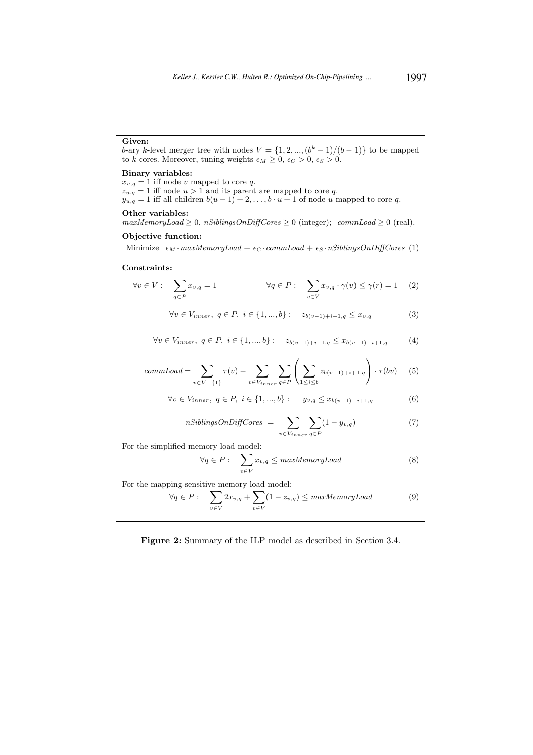**Given:**
$b$-ary $k$-level merger tree with nodes $V = \{1, 2, ..., (b^k - 1)/(b - 1)\}$ to be mapped to $k$ cores. Moreover, tuning weights $\epsilon_M \geq 0$, $\epsilon_C > 0$, $\epsilon_S > 0$.

**Binary variables:**
$x_{v,q} = 1$ iff node $v$ mapped to core $q$.
$z_{u,q} = 1$ iff node $u > 1$ and its parent are mapped to core $q$.
$y_{u,q} = 1$ iff all children $b(u-1)+2, \ldots, b \cdot u + 1$ of node $u$ mapped to core $q$.

**Other variables:**
$maxMemoryLoad \geq 0$, $nSiblingsOnDiffCores \geq 0$ (integer); $commLoad \geq 0$ (real).

**Objective function:**

$$\text{Minimize} \quad \epsilon_M \cdot maxMemoryLoad + \epsilon_C \cdot commLoad + \epsilon_S \cdot nSiblingsOnDiffCores \quad (1)$$

**Constraints:**

$$\forall v \in V: \quad \sum_{q \in P} x_{v,q} = 1 \qquad\qquad \forall q \in P: \quad \sum_{v \in V} x_{v,q} \cdot \gamma(v) \leq \gamma(r) = 1 \quad (2)$$

$$\forall v \in V_{inner},\ q \in P,\ i \in \{1, ..., b\}: \quad z_{b(v-1)+i+1,q} \leq x_{v,q} \quad (3)$$

$$\forall v \in V_{inner},\ q \in P,\ i \in \{1, ..., b\}: \quad z_{b(v-1)+i+1,q} \leq x_{b(v-1)+i+1,q} \quad (4)$$

$$commLoad = \sum_{v \in V - \{1\}} \tau(v) - \sum_{v \in V_{inner}} \sum_{q \in P} \left( \sum_{1 \leq i \leq b} z_{b(v-1)+i+1,q} \right) \cdot \tau(bv) \quad (5)$$

$$\forall v \in V_{inner},\ q \in P,\ i \in \{1, ..., b\}: \quad y_{v,q} \leq x_{b(v-1)+i+1,q} \quad (6)$$

$$nSiblingsOnDiffCores \ = \sum_{v \in V_{inner}} \sum_{q \in P} (1 - y_{v,q}) \quad (7)$$

For the simplified memory load model:

$$\forall q \in P: \quad \sum_{v \in V} x_{v,q} \leq maxMemoryLoad \quad (8)$$

For the mapping-sensitive memory load model:

$$\forall q \in P: \quad \sum_{v \in V} 2x_{v,q} + \sum_{v \in V} (1 - z_{v,q}) \leq maxMemoryLoad \quad (9)$$

**Figure 2:** Summary of the ILP model as described in Section 3.4.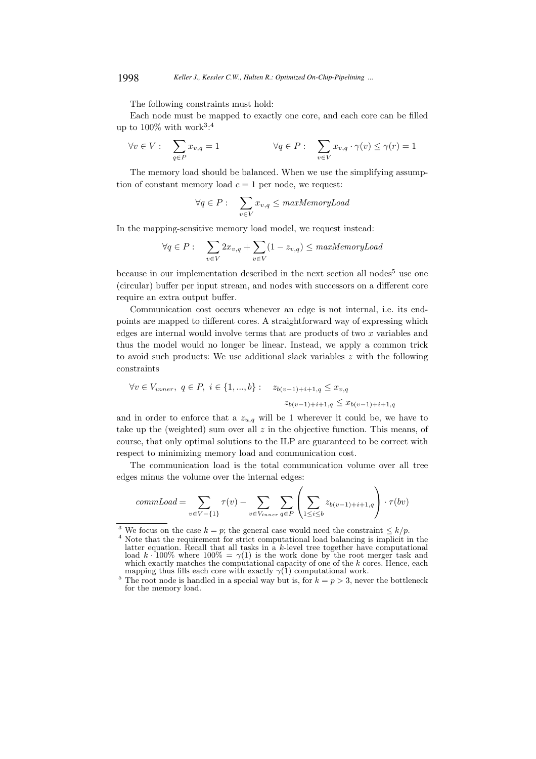The following constraints must hold:

Each node must be mapped to exactly one core, and each core can be filled up to 100% with work[3]:[4]

$$\forall v \in V: \quad \sum_{q \in P} x_{v,q} = 1 \qquad\qquad \forall q \in P: \quad \sum_{v \in V} x_{v,q} \cdot \gamma(v) \leq \gamma(r) = 1$$

The memory load should be balanced. When we use the simplifying assumption of constant memory load $c = 1$ per node, we request:

$$\forall q \in P: \quad \sum_{v \in V} x_{v,q} \leq maxMemoryLoad$$

In the mapping-sensitive memory load model, we request instead:

$$\forall q \in P: \quad \sum_{v \in V} 2x_{v,q} + \sum_{v \in V} (1 - z_{v,q}) \leq maxMemoryLoad$$

because in our implementation described in the next section all nodes[5] use one (circular) buffer per input stream, and nodes with successors on a different core require an extra output buffer.

Communication cost occurs whenever an edge is not internal, i.e. its endpoints are mapped to different cores. A straightforward way of expressing which edges are internal would involve terms that are products of two $x$ variables and thus the model would no longer be linear. Instead, we apply a common trick to avoid such products: We use additional slack variables $z$ with the following constraints

$$\forall v \in V_{inner},\ q \in P,\ i \in \{1, ..., b\}: \quad z_{b(v-1)+i+1,q} \leq x_{v,q}$$
$$z_{b(v-1)+i+1,q} \leq x_{b(v-1)+i+1,q}$$

and in order to enforce that a $z_{u,q}$ will be 1 wherever it could be, we have to take up the (weighted) sum over all $z$ in the objective function. This means, of course, that only optimal solutions to the ILP are guaranteed to be correct with respect to minimizing memory load and communication cost.

The communication load is the total communication volume over all tree edges minus the volume over the internal edges:

$$commLoad = \sum_{v \in V - \{1\}} \tau(v) - \sum_{v \in V_{inner}} \sum_{q \in P} \left( \sum_{1 \leq i \leq b} z_{b(v-1)+i+1,q} \right) \cdot \tau(bv)$$

[3] We focus on the case $k = p$; the general case would need the constraint $\leq k/p$.

[4] Note that the requirement for strict computational load balancing is implicit in the latter equation. Recall that all tasks in a $k$-level tree together have computational load $k \cdot 100\%$ where $100\% = \gamma(1)$ is the work done by the root merger task and which exactly matches the computational capacity of one of the $k$ cores. Hence, each mapping thus fills each core with exactly $\gamma(1)$ computational work.

[5] The root node is handled in a special way but is, for $k = p > 3$, never the bottleneck for the memory load.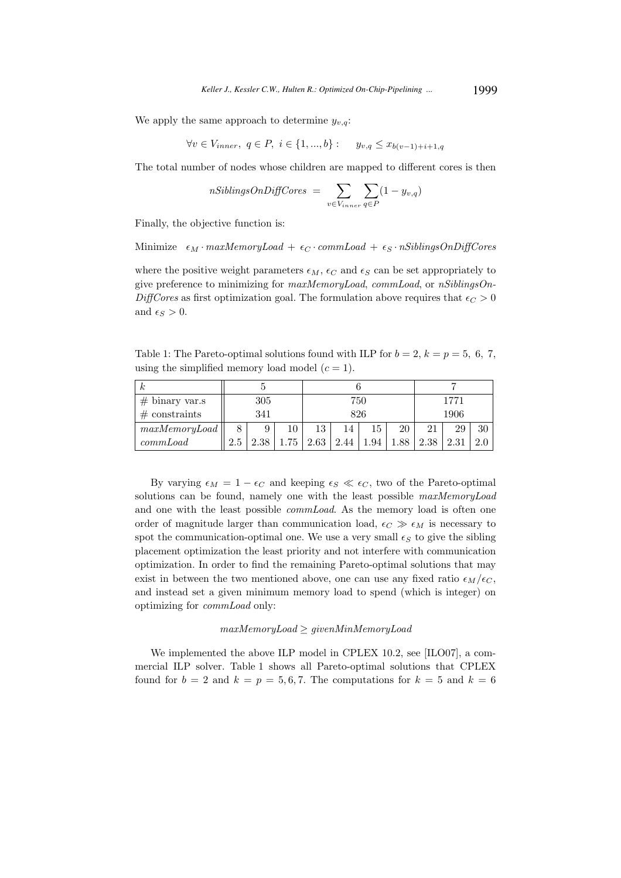We apply the same approach to determine $y_{v,q}$:

$$\forall v \in V_{inner},\ q \in P,\ i \in \{1,...,b\}: \quad y_{v,q} \le x_{b(v-1)+i+1,q}$$

The total number of nodes whose children are mapped to different cores is then

$$nSiblingsOnDiffCores \ = \ \sum_{v \in V_{inner}} \sum_{q \in P} (1 - y_{v,q})$$

Finally, the objective function is:

Minimize $\ \epsilon_M \cdot maxMemoryLoad \ + \ \epsilon_C \cdot commLoad \ + \ \epsilon_S \cdot nSiblingsOnDiffCores$

where the positive weight parameters $\epsilon_M$, $\epsilon_C$ and $\epsilon_S$ can be set appropriately to give preference to minimizing for *maxMemoryLoad*, *commLoad*, or *nSiblingsOnDiffCores* as first optimization goal. The formulation above requires that $\epsilon_C > 0$ and $\epsilon_S > 0$.

Table 1: The Pareto-optimal solutions found with ILP for $b = 2$, $k = p = 5,\ 6,\ 7$, using the simplified memory load model ($c = 1$).

| $k$ | 5 | | | 6 | | | | 7 | | |
|---|---|---|---|---|---|---|---|---|---|---|
| # binary var.s | 305 | | | 750 | | | | 1771 | | |
| # constraints | 341 | | | 826 | | | | 1906 | | |
| *maxMemoryLoad* | 8 | 9 | 10 | 13 | 14 | 15 | 20 | 21 | 29 | 30 |
| *commLoad* | 2.5 | 2.38 | 1.75 | 2.63 | 2.44 | 1.94 | 1.88 | 2.38 | 2.31 | 2.0 |

By varying $\epsilon_M = 1 - \epsilon_C$ and keeping $\epsilon_S \ll \epsilon_C$, two of the Pareto-optimal solutions can be found, namely one with the least possible *maxMemoryLoad* and one with the least possible *commLoad*. As the memory load is often one order of magnitude larger than communication load, $\epsilon_C \gg \epsilon_M$ is necessary to spot the communication-optimal one. We use a very small $\epsilon_S$ to give the sibling placement optimization the least priority and not interfere with communication optimization. In order to find the remaining Pareto-optimal solutions that may exist in between the two mentioned above, one can use any fixed ratio $\epsilon_M/\epsilon_C$, and instead set a given minimum memory load to spend (which is integer) on optimizing for *commLoad* only:

$$maxMemoryLoad \ge givenMinMemoryLoad$$

We implemented the above ILP model in CPLEX 10.2, see [ILO07], a commercial ILP solver. Table 1 shows all Pareto-optimal solutions that CPLEX found for $b = 2$ and $k = p = 5, 6, 7$. The computations for $k = 5$ and $k = 6$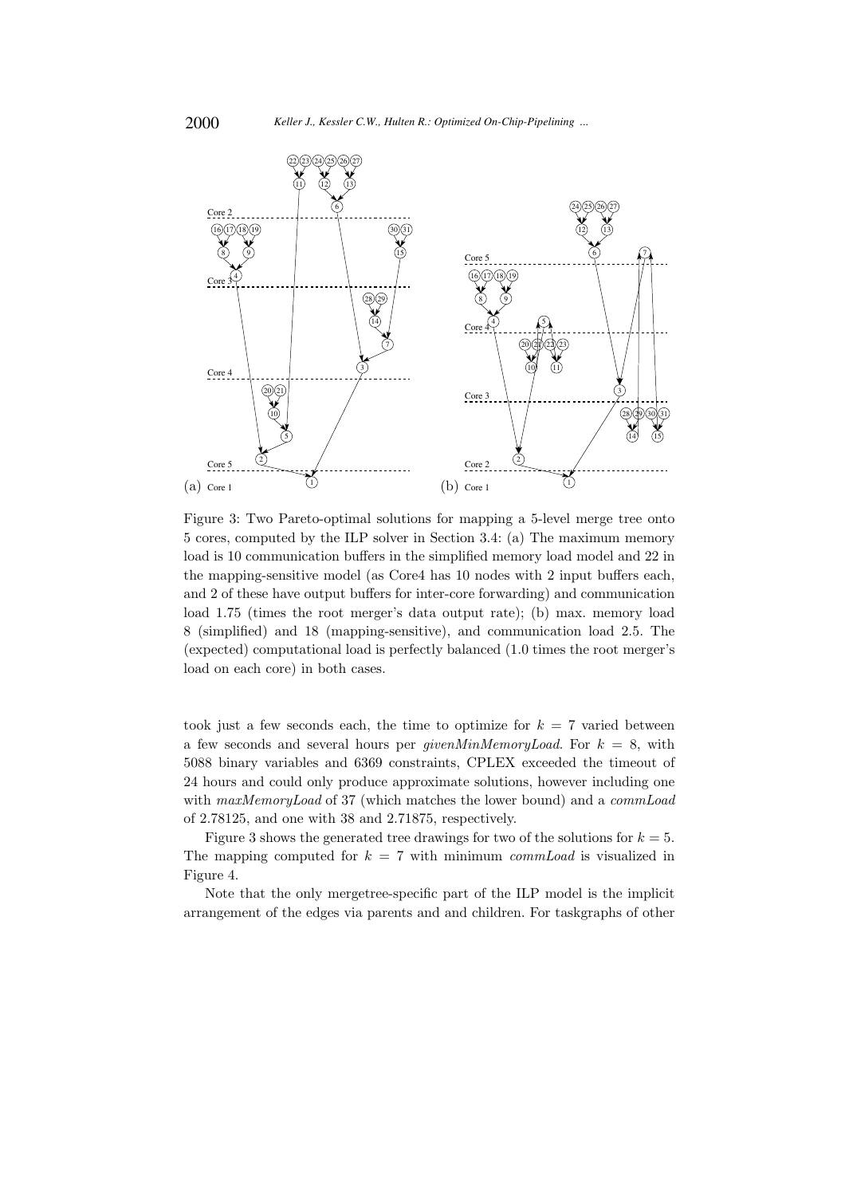Figure 3: Two Pareto-optimal solutions for mapping a 5-level merge tree onto 5 cores, computed by the ILP solver in Section 3.4: (a) The maximum memory load is 10 communication buffers in the simplified memory load model and 22 in the mapping-sensitive model (as Core4 has 10 nodes with 2 input buffers each, and 2 of these have output buffers for inter-core forwarding) and communication load 1.75 (times the root merger's data output rate); (b) max. memory load 8 (simplified) and 18 (mapping-sensitive), and communication load 2.5. The (expected) computational load is perfectly balanced (1.0 times the root merger's load on each core) in both cases.

took just a few seconds each, the time to optimize for $k = 7$ varied between a few seconds and several hours per *givenMinMemoryLoad*. For $k = 8$, with 5088 binary variables and 6369 constraints, CPLEX exceeded the timeout of 24 hours and could only produce approximate solutions, however including one with *maxMemoryLoad* of 37 (which matches the lower bound) and a *commLoad* of 2.78125, and one with 38 and 2.71875, respectively.

Figure 3 shows the generated tree drawings for two of the solutions for $k = 5$. The mapping computed for $k = 7$ with minimum *commLoad* is visualized in Figure 4.

Note that the only mergetree-specific part of the ILP model is the implicit arrangement of the edges via parents and and children. For taskgraphs of other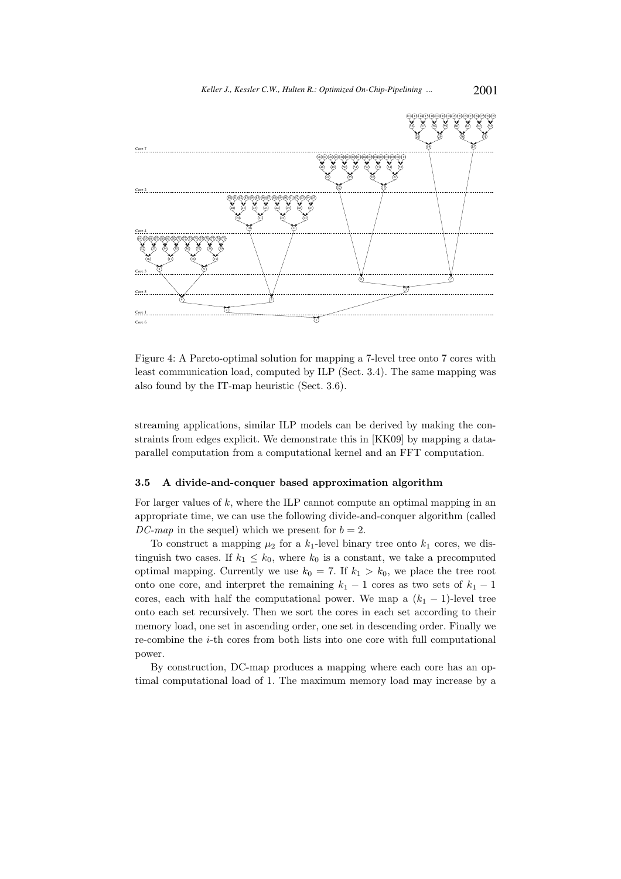Figure 4: A Pareto-optimal solution for mapping a 7-level tree onto 7 cores with least communication load, computed by ILP (Sect. 3.4). The same mapping was also found by the IT-map heuristic (Sect. 3.6).

streaming applications, similar ILP models can be derived by making the constraints from edges explicit. We demonstrate this in [KK09] by mapping a data-parallel computation from a computational kernel and an FFT computation.

### 3.5 A divide-and-conquer based approximation algorithm

For larger values of $k$, where the ILP cannot compute an optimal mapping in an appropriate time, we can use the following divide-and-conquer algorithm (called *DC-map* in the sequel) which we present for $b = 2$.

To construct a mapping $\mu_2$ for a $k_1$-level binary tree onto $k_1$ cores, we distinguish two cases. If $k_1 \leq k_0$, where $k_0$ is a constant, we take a precomputed optimal mapping. Currently we use $k_0 = 7$. If $k_1 > k_0$, we place the tree root onto one core, and interpret the remaining $k_1 - 1$ cores as two sets of $k_1 - 1$ cores, each with half the computational power. We map a $(k_1 - 1)$-level tree onto each set recursively. Then we sort the cores in each set according to their memory load, one set in ascending order, one set in descending order. Finally we re-combine the $i$-th cores from both lists into one core with full computational power.

By construction, DC-map produces a mapping where each core has an optimal computational load of 1. The maximum memory load may increase by a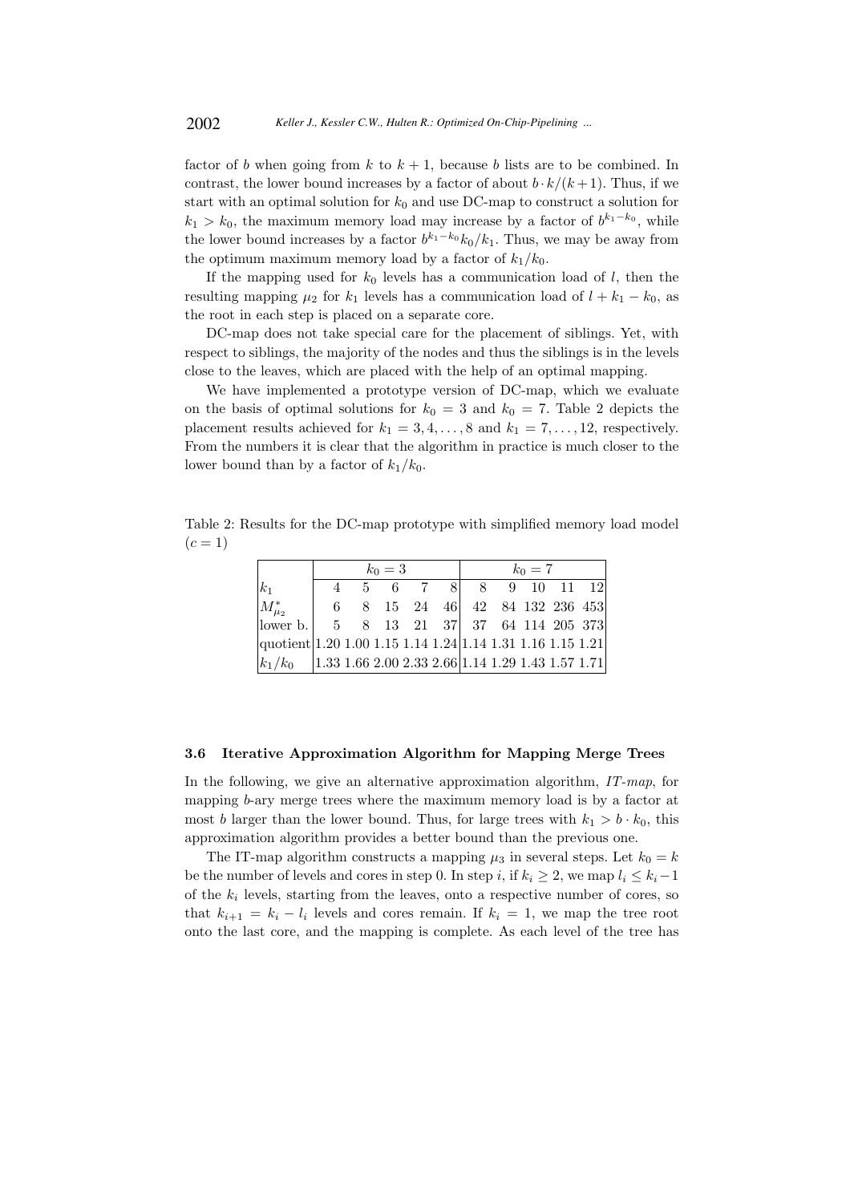factor of $b$ when going from $k$ to $k+1$, because $b$ lists are to be combined. In contrast, the lower bound increases by a factor of about $b \cdot k/(k+1)$. Thus, if we start with an optimal solution for $k_0$ and use DC-map to construct a solution for $k_1 > k_0$, the maximum memory load may increase by a factor of $b^{k_1-k_0}$, while the lower bound increases by a factor $b^{k_1-k_0}k_0/k_1$. Thus, we may be away from the optimum maximum memory load by a factor of $k_1/k_0$.

If the mapping used for $k_0$ levels has a communication load of $l$, then the resulting mapping $\mu_2$ for $k_1$ levels has a communication load of $l + k_1 - k_0$, as the root in each step is placed on a separate core.

DC-map does not take special care for the placement of siblings. Yet, with respect to siblings, the majority of the nodes and thus the siblings is in the levels close to the leaves, which are placed with the help of an optimal mapping.

We have implemented a prototype version of DC-map, which we evaluate on the basis of optimal solutions for $k_0 = 3$ and $k_0 = 7$. Table 2 depicts the placement results achieved for $k_1 = 3, 4, \ldots, 8$ and $k_1 = 7, \ldots, 12$, respectively. From the numbers it is clear that the algorithm in practice is much closer to the lower bound than by a factor of $k_1/k_0$.

Table 2: Results for the DC-map prototype with simplified memory load model ($c = 1$)

| | $k_0 = 3$ | | | | | $k_0 = 7$ | | | | |
|---|---|---|---|---|---|---|---|---|---|---|
| $k_1$ | 4 | 5 | 6 | 7 | 8 | 8 | 9 | 10 | 11 | 12 |
| $M^*_{\mu_2}$ | 6 | 8 | 15 | 24 | 46 | 42 | 84 | 132 | 236 | 453 |
| lower b. | 5 | 8 | 13 | 21 | 37 | 37 | 64 | 114 | 205 | 373 |
| quotient | 1.20 | 1.00 | 1.15 | 1.14 | 1.24 | 1.14 | 1.31 | 1.16 | 1.15 | 1.21 |
| $k_1/k_0$ | 1.33 | 1.66 | 2.00 | 2.33 | 2.66 | 1.14 | 1.29 | 1.43 | 1.57 | 1.71 |

### 3.6 Iterative Approximation Algorithm for Mapping Merge Trees

In the following, we give an alternative approximation algorithm, *IT-map*, for mapping $b$-ary merge trees where the maximum memory load is by a factor at most $b$ larger than the lower bound. Thus, for large trees with $k_1 > b \cdot k_0$, this approximation algorithm provides a better bound than the previous one.

The IT-map algorithm constructs a mapping $\mu_3$ in several steps. Let $k_0 = k$ be the number of levels and cores in step 0. In step $i$, if $k_i \geq 2$, we map $l_i \leq k_i - 1$ of the $k_i$ levels, starting from the leaves, onto a respective number of cores, so that $k_{i+1} = k_i - l_i$ levels and cores remain. If $k_i = 1$, we map the tree root onto the last core, and the mapping is complete. As each level of the tree has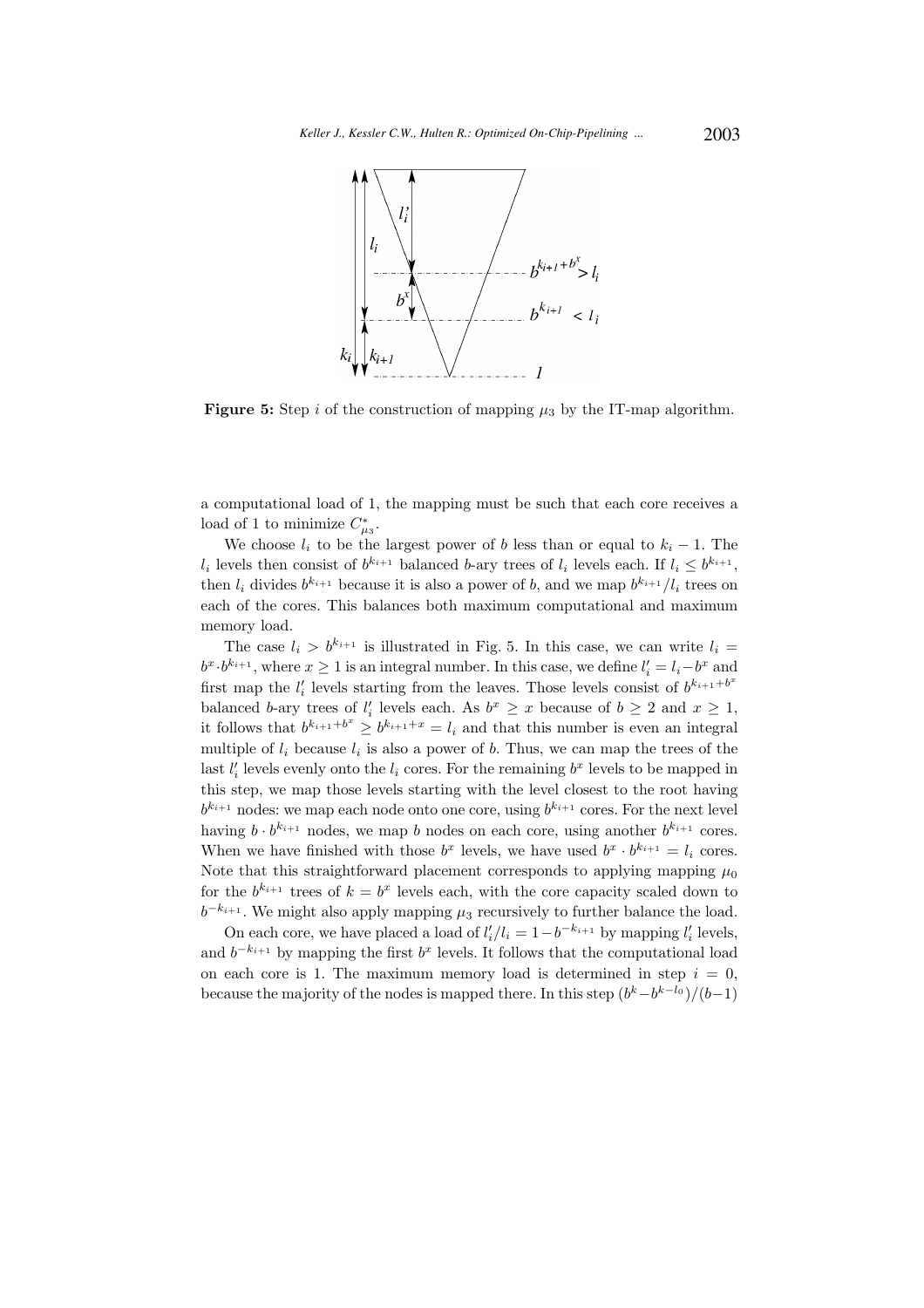**Figure 5:** Step $i$ of the construction of mapping $\mu_3$ by the IT-map algorithm.

a computational load of 1, the mapping must be such that each core receives a load of 1 to minimize $C^*_{\mu_3}$.

We choose $l_i$ to be the largest power of $b$ less than or equal to $k_i - 1$. The $l_i$ levels then consist of $b^{k_{i+1}}$ balanced $b$-ary trees of $l_i$ levels each. If $l_i \leq b^{k_{i+1}}$, then $l_i$ divides $b^{k_{i+1}}$ because it is also a power of $b$, and we map $b^{k_{i+1}}/l_i$ trees on each of the cores. This balances both maximum computational and maximum memory load.

The case $l_i > b^{k_{i+1}}$ is illustrated in Fig. 5. In this case, we can write $l_i = b^x \cdot b^{k_{i+1}}$, where $x \geq 1$ is an integral number. In this case, we define $l'_i = l_i - b^x$ and first map the $l'_i$ levels starting from the leaves. Those levels consist of $b^{k_{i+1}+b^x}$ balanced $b$-ary trees of $l'_i$ levels each. As $b^x \geq x$ because of $b \geq 2$ and $x \geq 1$, it follows that $b^{k_{i+1}+b^x} \geq b^{k_{i+1}+x} = l_i$ and that this number is even an integral multiple of $l_i$ because $l_i$ is also a power of $b$. Thus, we can map the trees of the last $l'_i$ levels evenly onto the $l_i$ cores. For the remaining $b^x$ levels to be mapped in this step, we map those levels starting with the level closest to the root having $b^{k_{i+1}}$ nodes: we map each node onto one core, using $b^{k_{i+1}}$ cores. For the next level having $b \cdot b^{k_{i+1}}$ nodes, we map $b$ nodes on each core, using another $b^{k_{i+1}}$ cores. When we have finished with those $b^x$ levels, we have used $b^x \cdot b^{k_{i+1}} = l_i$ cores. Note that this straightforward placement corresponds to applying mapping $\mu_0$ for the $b^{k_{i+1}}$ trees of $k = b^x$ levels each, with the core capacity scaled down to $b^{-k_{i+1}}$. We might also apply mapping $\mu_3$ recursively to further balance the load.

On each core, we have placed a load of $l'_i/l_i = 1 - b^{-k_{i+1}}$ by mapping $l'_i$ levels, and $b^{-k_{i+1}}$ by mapping the first $b^x$ levels. It follows that the computational load on each core is 1. The maximum memory load is determined in step $i = 0$, because the majority of the nodes is mapped there. In this step $(b^k - b^{k-l_0})/(b-1)$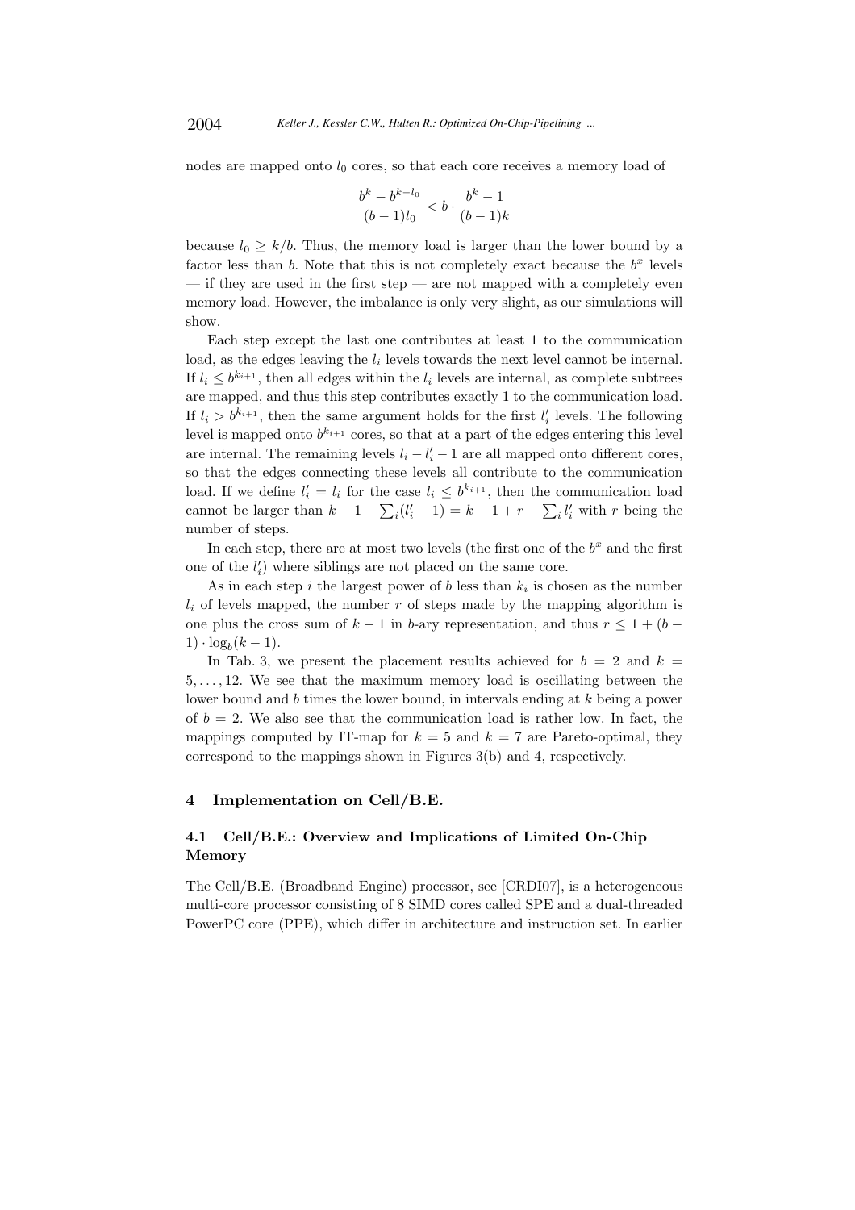nodes are mapped onto $l_0$ cores, so that each core receives a memory load of

$$\frac{b^k - b^{k-l_0}}{(b-1)l_0} < b \cdot \frac{b^k - 1}{(b-1)k}$$

because $l_0 \geq k/b$. Thus, the memory load is larger than the lower bound by a factor less than $b$. Note that this is not completely exact because the $b^x$ levels — if they are used in the first step — are not mapped with a completely even memory load. However, the imbalance is only very slight, as our simulations will show.

Each step except the last one contributes at least 1 to the communication load, as the edges leaving the $l_i$ levels towards the next level cannot be internal. If $l_i \leq b^{k_{i+1}}$, then all edges within the $l_i$ levels are internal, as complete subtrees are mapped, and thus this step contributes exactly 1 to the communication load. If $l_i > b^{k_{i+1}}$, then the same argument holds for the first $l'_i$ levels. The following level is mapped onto $b^{k_{i+1}}$ cores, so that at a part of the edges entering this level are internal. The remaining levels $l_i - l'_i - 1$ are all mapped onto different cores, so that the edges connecting these levels all contribute to the communication load. If we define $l'_i = l_i$ for the case $l_i \leq b^{k_{i+1}}$, then the communication load cannot be larger than $k - 1 - \sum_i (l'_i - 1) = k - 1 + r - \sum_i l'_i$ with $r$ being the number of steps.

In each step, there are at most two levels (the first one of the $b^x$ and the first one of the $l'_i$) where siblings are not placed on the same core.

As in each step $i$ the largest power of $b$ less than $k_i$ is chosen as the number $l_i$ of levels mapped, the number $r$ of steps made by the mapping algorithm is one plus the cross sum of $k - 1$ in $b$-ary representation, and thus $r \leq 1 + (b - 1) \cdot \log_b(k - 1)$.

In Tab. 3, we present the placement results achieved for $b = 2$ and $k = 5, \ldots, 12$. We see that the maximum memory load is oscillating between the lower bound and $b$ times the lower bound, in intervals ending at $k$ being a power of $b = 2$. We also see that the communication load is rather low. In fact, the mappings computed by IT-map for $k = 5$ and $k = 7$ are Pareto-optimal, they correspond to the mappings shown in Figures 3(b) and 4, respectively.

## 4 Implementation on Cell/B.E.

### 4.1 Cell/B.E.: Overview and Implications of Limited On-Chip Memory

The Cell/B.E. (Broadband Engine) processor, see [CRDI07], is a heterogeneous multi-core processor consisting of 8 SIMD cores called SPE and a dual-threaded PowerPC core (PPE), which differ in architecture and instruction set. In earlier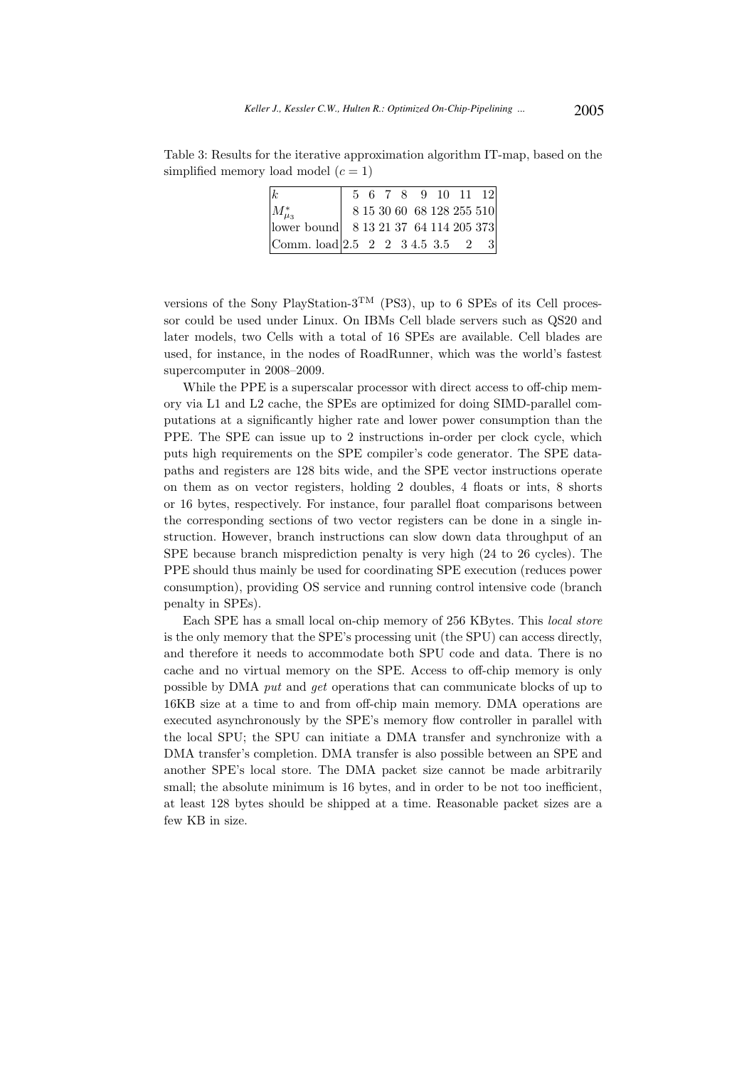Table 3: Results for the iterative approximation algorithm IT-map, based on the simplified memory load model ($c = 1$)

| $k$ | 5 | 6 | 7 | 8 | 9 | 10 | 11 | 12 |
|---|---|---|---|---|---|---|---|---|
| $M^*_{\mu_3}$ | 8 | 15 | 30 | 60 | 68 | 128 | 255 | 510 |
| lower bound | 8 | 13 | 21 | 37 | 64 | 114 | 205 | 373 |
| Comm. load | 2.5 | 2 | 2 | 3 | 4.5 | 3.5 | 2 | 3 |

versions of the Sony PlayStation-3$^{\text{TM}}$ (PS3), up to 6 SPEs of its Cell processor could be used under Linux. On IBMs Cell blade servers such as QS20 and later models, two Cells with a total of 16 SPEs are available. Cell blades are used, for instance, in the nodes of RoadRunner, which was the world's fastest supercomputer in 2008–2009.

While the PPE is a superscalar processor with direct access to off-chip memory via L1 and L2 cache, the SPEs are optimized for doing SIMD-parallel computations at a significantly higher rate and lower power consumption than the PPE. The SPE can issue up to 2 instructions in-order per clock cycle, which puts high requirements on the SPE compiler's code generator. The SPE datapaths and registers are 128 bits wide, and the SPE vector instructions operate on them as on vector registers, holding 2 doubles, 4 floats or ints, 8 shorts or 16 bytes, respectively. For instance, four parallel float comparisons between the corresponding sections of two vector registers can be done in a single instruction. However, branch instructions can slow down data throughput of an SPE because branch misprediction penalty is very high (24 to 26 cycles). The PPE should thus mainly be used for coordinating SPE execution (reduces power consumption), providing OS service and running control intensive code (branch penalty in SPEs).

Each SPE has a small local on-chip memory of 256 KBytes. This *local store* is the only memory that the SPE's processing unit (the SPU) can access directly, and therefore it needs to accommodate both SPU code and data. There is no cache and no virtual memory on the SPE. Access to off-chip memory is only possible by DMA *put* and *get* operations that can communicate blocks of up to 16KB size at a time to and from off-chip main memory. DMA operations are executed asynchronously by the SPE's memory flow controller in parallel with the local SPU; the SPU can initiate a DMA transfer and synchronize with a DMA transfer's completion. DMA transfer is also possible between an SPE and another SPE's local store. The DMA packet size cannot be made arbitrarily small; the absolute minimum is 16 bytes, and in order to be not too inefficient, at least 128 bytes should be shipped at a time. Reasonable packet sizes are a few KB in size.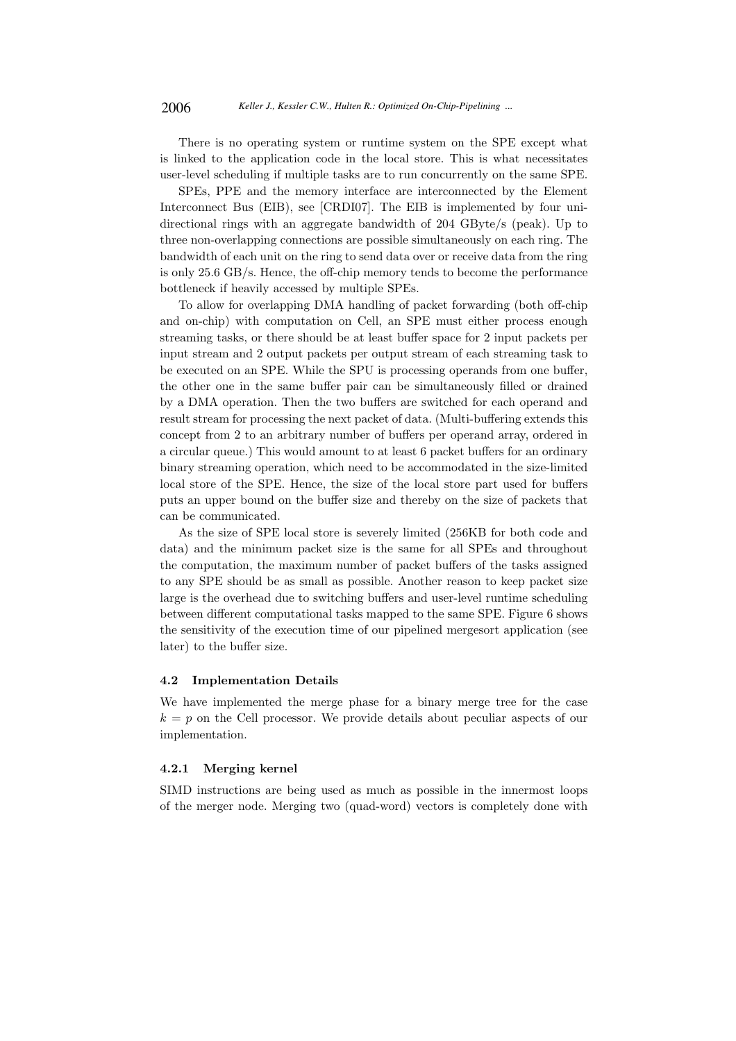There is no operating system or runtime system on the SPE except what is linked to the application code in the local store. This is what necessitates user-level scheduling if multiple tasks are to run concurrently on the same SPE.

SPEs, PPE and the memory interface are interconnected by the Element Interconnect Bus (EIB), see [CRDI07]. The EIB is implemented by four unidirectional rings with an aggregate bandwidth of 204 GByte/s (peak). Up to three non-overlapping connections are possible simultaneously on each ring. The bandwidth of each unit on the ring to send data over or receive data from the ring is only 25.6 GB/s. Hence, the off-chip memory tends to become the performance bottleneck if heavily accessed by multiple SPEs.

To allow for overlapping DMA handling of packet forwarding (both off-chip and on-chip) with computation on Cell, an SPE must either process enough streaming tasks, or there should be at least buffer space for 2 input packets per input stream and 2 output packets per output stream of each streaming task to be executed on an SPE. While the SPU is processing operands from one buffer, the other one in the same buffer pair can be simultaneously filled or drained by a DMA operation. Then the two buffers are switched for each operand and result stream for processing the next packet of data. (Multi-buffering extends this concept from 2 to an arbitrary number of buffers per operand array, ordered in a circular queue.) This would amount to at least 6 packet buffers for an ordinary binary streaming operation, which need to be accommodated in the size-limited local store of the SPE. Hence, the size of the local store part used for buffers puts an upper bound on the buffer size and thereby on the size of packets that can be communicated.

As the size of SPE local store is severely limited (256KB for both code and data) and the minimum packet size is the same for all SPEs and throughout the computation, the maximum number of packet buffers of the tasks assigned to any SPE should be as small as possible. Another reason to keep packet size large is the overhead due to switching buffers and user-level runtime scheduling between different computational tasks mapped to the same SPE. Figure 6 shows the sensitivity of the execution time of our pipelined mergesort application (see later) to the buffer size.

### 4.2 Implementation Details

We have implemented the merge phase for a binary merge tree for the case $k = p$ on the Cell processor. We provide details about peculiar aspects of our implementation.

#### 4.2.1 Merging kernel

SIMD instructions are being used as much as possible in the innermost loops of the merger node. Merging two (quad-word) vectors is completely done with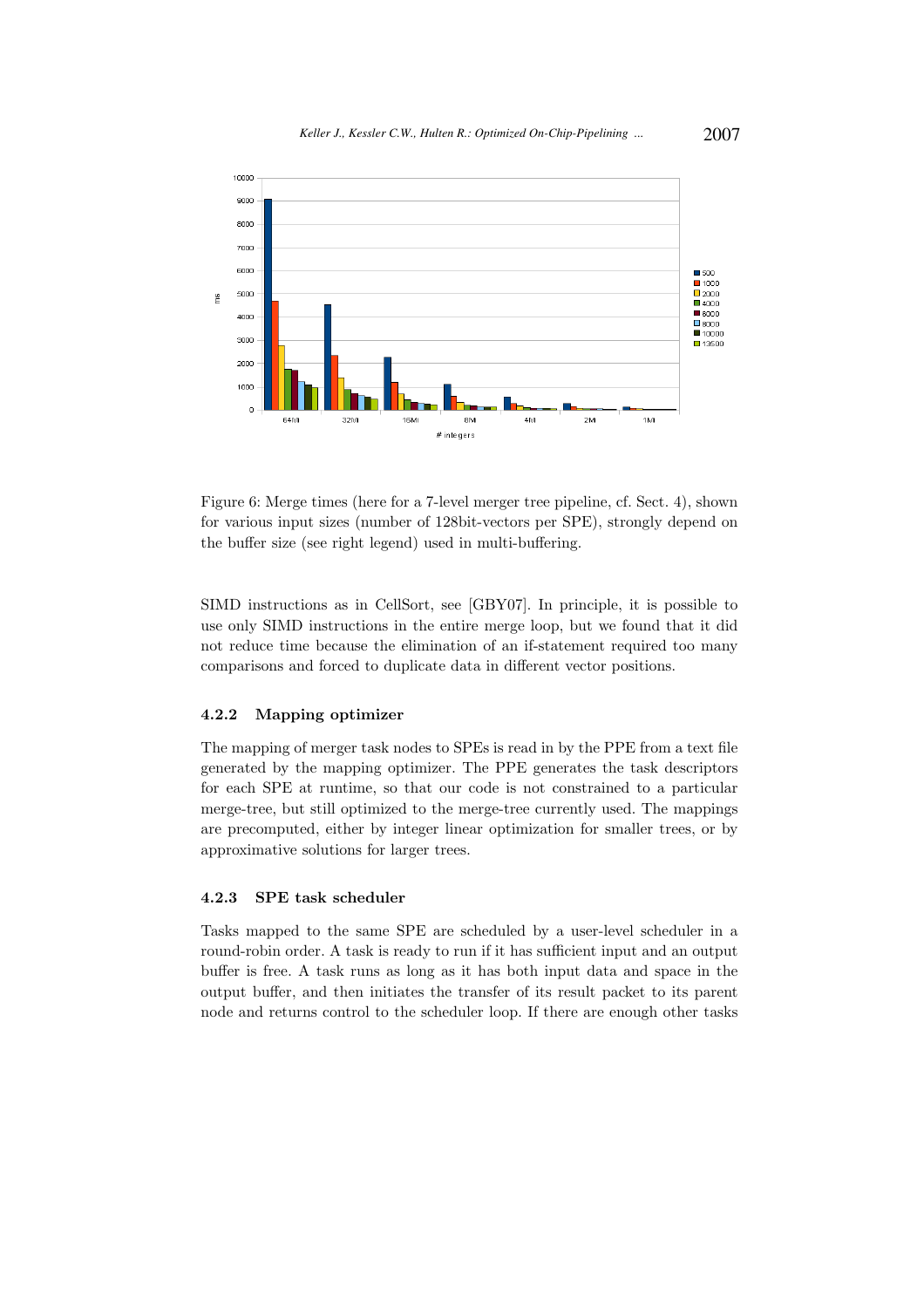Figure 6: Merge times (here for a 7-level merger tree pipeline, cf. Sect. 4), shown for various input sizes (number of 128bit-vectors per SPE), strongly depend on the buffer size (see right legend) used in multi-buffering.

SIMD instructions as in CellSort, see [GBY07]. In principle, it is possible to use only SIMD instructions in the entire merge loop, but we found that it did not reduce time because the elimination of an if-statement required too many comparisons and forced to duplicate data in different vector positions.

#### 4.2.2 Mapping optimizer

The mapping of merger task nodes to SPEs is read in by the PPE from a text file generated by the mapping optimizer. The PPE generates the task descriptors for each SPE at runtime, so that our code is not constrained to a particular merge-tree, but still optimized to the merge-tree currently used. The mappings are precomputed, either by integer linear optimization for smaller trees, or by approximative solutions for larger trees.

#### 4.2.3 SPE task scheduler

Tasks mapped to the same SPE are scheduled by a user-level scheduler in a round-robin order. A task is ready to run if it has sufficient input and an output buffer is free. A task runs as long as it has both input data and space in the output buffer, and then initiates the transfer of its result packet to its parent node and returns control to the scheduler loop. If there are enough other tasks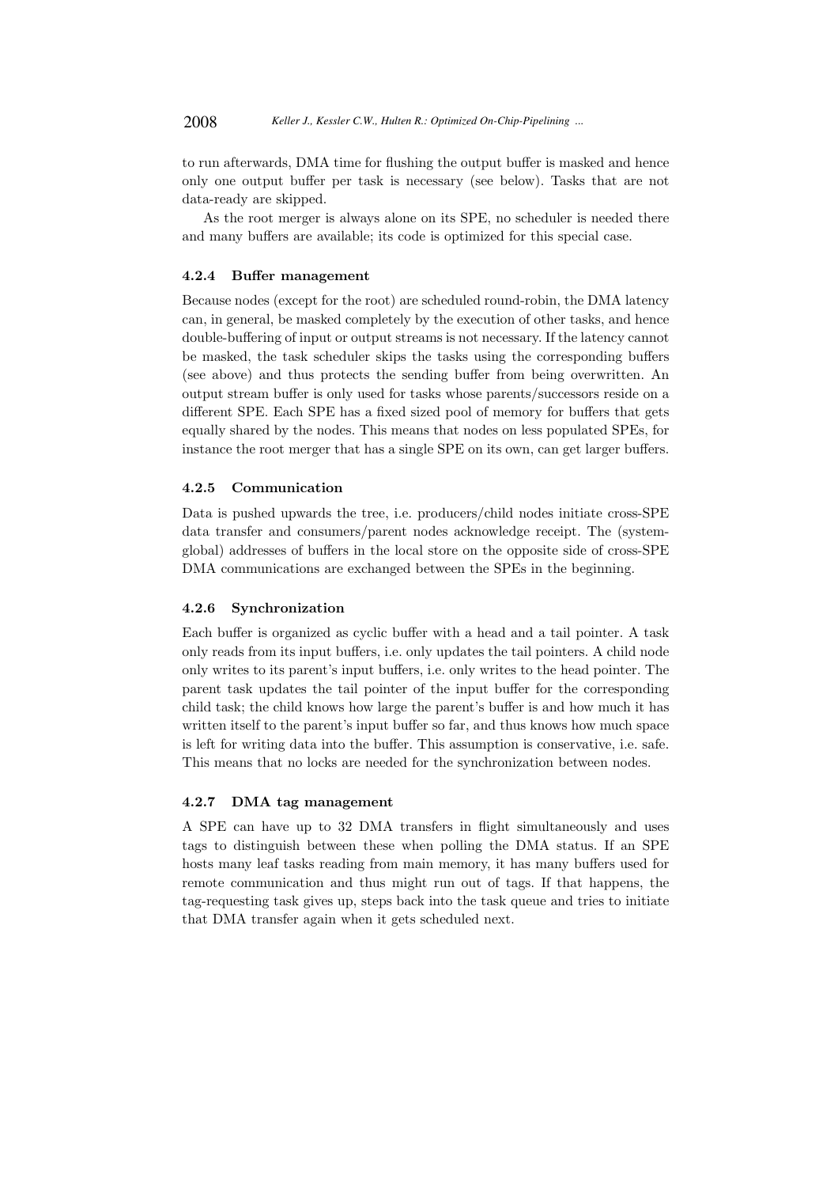to run afterwards, DMA time for flushing the output buffer is masked and hence only one output buffer per task is necessary (see below). Tasks that are not data-ready are skipped.

As the root merger is always alone on its SPE, no scheduler is needed there and many buffers are available; its code is optimized for this special case.

#### 4.2.4 Buffer management

Because nodes (except for the root) are scheduled round-robin, the DMA latency can, in general, be masked completely by the execution of other tasks, and hence double-buffering of input or output streams is not necessary. If the latency cannot be masked, the task scheduler skips the tasks using the corresponding buffers (see above) and thus protects the sending buffer from being overwritten. An output stream buffer is only used for tasks whose parents/successors reside on a different SPE. Each SPE has a fixed sized pool of memory for buffers that gets equally shared by the nodes. This means that nodes on less populated SPEs, for instance the root merger that has a single SPE on its own, can get larger buffers.

#### 4.2.5 Communication

Data is pushed upwards the tree, i.e. producers/child nodes initiate cross-SPE data transfer and consumers/parent nodes acknowledge receipt. The (system-global) addresses of buffers in the local store on the opposite side of cross-SPE DMA communications are exchanged between the SPEs in the beginning.

#### 4.2.6 Synchronization

Each buffer is organized as cyclic buffer with a head and a tail pointer. A task only reads from its input buffers, i.e. only updates the tail pointers. A child node only writes to its parent's input buffers, i.e. only writes to the head pointer. The parent task updates the tail pointer of the input buffer for the corresponding child task; the child knows how large the parent's buffer is and how much it has written itself to the parent's input buffer so far, and thus knows how much space is left for writing data into the buffer. This assumption is conservative, i.e. safe. This means that no locks are needed for the synchronization between nodes.

#### 4.2.7 DMA tag management

A SPE can have up to 32 DMA transfers in flight simultaneously and uses tags to distinguish between these when polling the DMA status. If an SPE hosts many leaf tasks reading from main memory, it has many buffers used for remote communication and thus might run out of tags. If that happens, the tag-requesting task gives up, steps back into the task queue and tries to initiate that DMA transfer again when it gets scheduled next.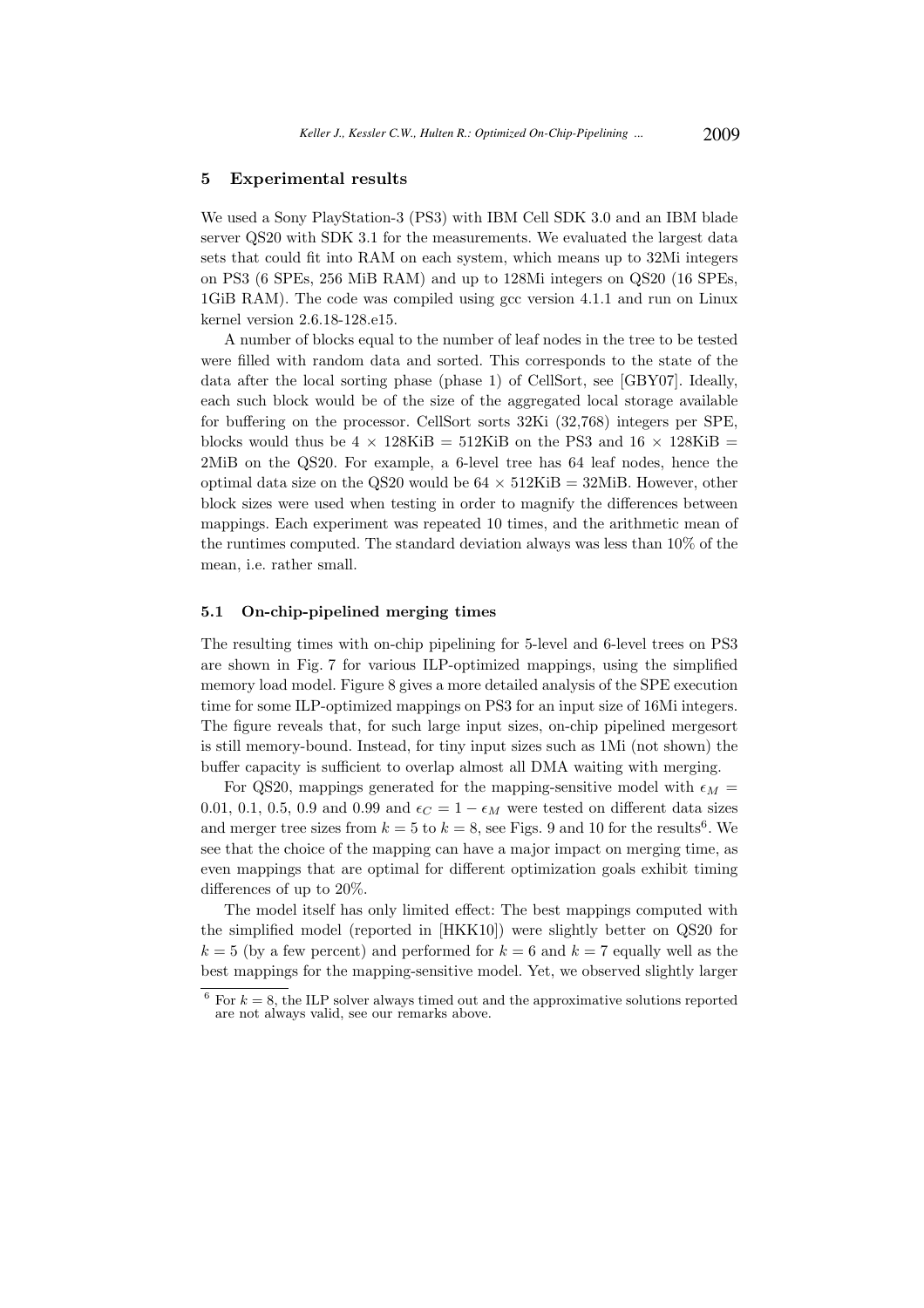## 5 Experimental results

We used a Sony PlayStation-3 (PS3) with IBM Cell SDK 3.0 and an IBM blade server QS20 with SDK 3.1 for the measurements. We evaluated the largest data sets that could fit into RAM on each system, which means up to 32Mi integers on PS3 (6 SPEs, 256 MiB RAM) and up to 128Mi integers on QS20 (16 SPEs, 1GiB RAM). The code was compiled using gcc version 4.1.1 and run on Linux kernel version 2.6.18-128.e15.

A number of blocks equal to the number of leaf nodes in the tree to be tested were filled with random data and sorted. This corresponds to the state of the data after the local sorting phase (phase 1) of CellSort, see [GBY07]. Ideally, each such block would be of the size of the aggregated local storage available for buffering on the processor. CellSort sorts 32Ki (32,768) integers per SPE, blocks would thus be $4 \times 128$KiB = 512KiB on the PS3 and $16 \times 128$KiB = 2MiB on the QS20. For example, a 6-level tree has 64 leaf nodes, hence the optimal data size on the QS20 would be $64 \times 512$KiB = 32MiB. However, other block sizes were used when testing in order to magnify the differences between mappings. Each experiment was repeated 10 times, and the arithmetic mean of the runtimes computed. The standard deviation always was less than 10% of the mean, i.e. rather small.

### 5.1 On-chip-pipelined merging times

The resulting times with on-chip pipelining for 5-level and 6-level trees on PS3 are shown in Fig. 7 for various ILP-optimized mappings, using the simplified memory load model. Figure 8 gives a more detailed analysis of the SPE execution time for some ILP-optimized mappings on PS3 for an input size of 16Mi integers. The figure reveals that, for such large input sizes, on-chip pipelined mergesort is still memory-bound. Instead, for tiny input sizes such as 1Mi (not shown) the buffer capacity is sufficient to overlap almost all DMA waiting with merging.

For QS20, mappings generated for the mapping-sensitive model with $\epsilon_M =$ 0.01, 0.1, 0.5, 0.9 and 0.99 and $\epsilon_C = 1 - \epsilon_M$ were tested on different data sizes and merger tree sizes from $k = 5$ to $k = 8$, see Figs. 9 and 10 for the results[6]. We see that the choice of the mapping can have a major impact on merging time, as even mappings that are optimal for different optimization goals exhibit timing differences of up to 20%.

The model itself has only limited effect: The best mappings computed with the simplified model (reported in [HKK10]) were slightly better on QS20 for $k = 5$ (by a few percent) and performed for $k = 6$ and $k = 7$ equally well as the best mappings for the mapping-sensitive model. Yet, we observed slightly larger

[6] For $k = 8$, the ILP solver always timed out and the approximative solutions reported are not always valid, see our remarks above.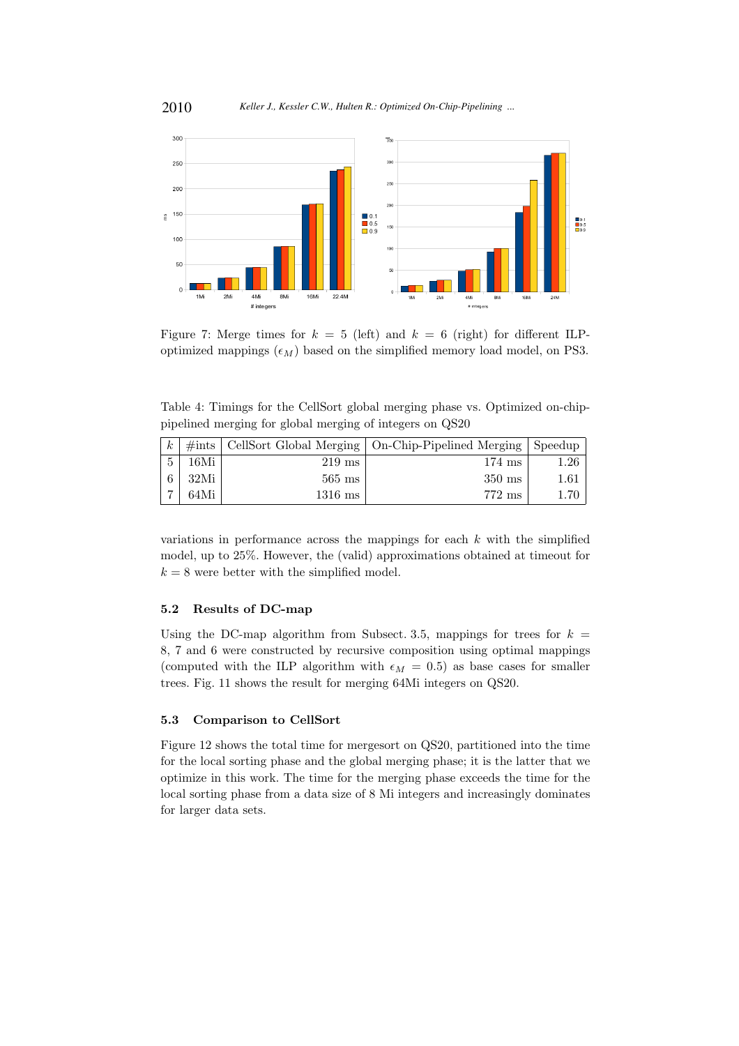Figure 7: Merge times for $k = 5$ (left) and $k = 6$ (right) for different ILP-optimized mappings ($\epsilon_M$) based on the simplified memory load model, on PS3.

Table 4: Timings for the CellSort global merging phase vs. Optimized on-chip-pipelined merging for global merging of integers on QS20

| $k$ | #ints | CellSort Global Merging | On-Chip-Pipelined Merging | Speedup |
|---|---|---|---|---|
| 5 | 16Mi | 219 ms | 174 ms | 1.26 |
| 6 | 32Mi | 565 ms | 350 ms | 1.61 |
| 7 | 64Mi | 1316 ms | 772 ms | 1.70 |

variations in performance across the mappings for each $k$ with the simplified model, up to 25%. However, the (valid) approximations obtained at timeout for $k = 8$ were better with the simplified model.

### 5.2 Results of DC-map

Using the DC-map algorithm from Subsect. 3.5, mappings for trees for $k = 8$, 7 and 6 were constructed by recursive composition using optimal mappings (computed with the ILP algorithm with $\epsilon_M = 0.5$) as base cases for smaller trees. Fig. 11 shows the result for merging 64Mi integers on QS20.

### 5.3 Comparison to CellSort

Figure 12 shows the total time for mergesort on QS20, partitioned into the time for the local sorting phase and the global merging phase; it is the latter that we optimize in this work. The time for the merging phase exceeds the time for the local sorting phase from a data size of 8 Mi integers and increasingly dominates for larger data sets.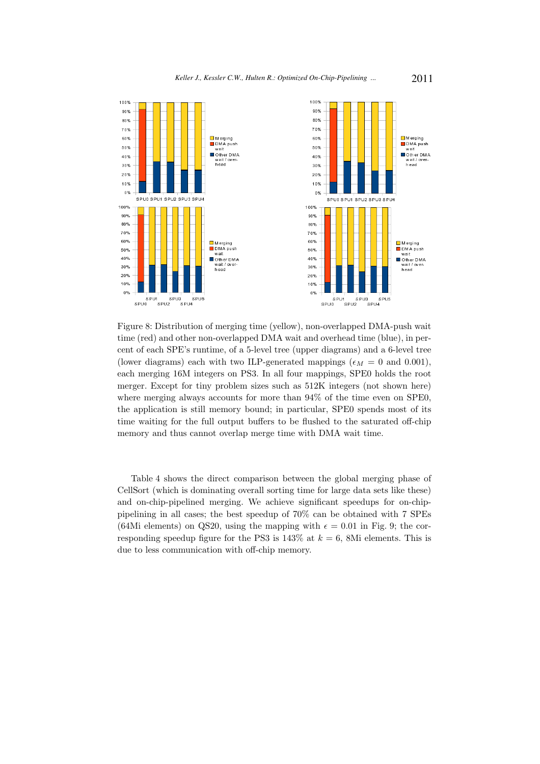Figure 8: Distribution of merging time (yellow), non-overlapped DMA-push wait time (red) and other non-overlapped DMA wait and overhead time (blue), in percent of each SPE's runtime, of a 5-level tree (upper diagrams) and a 6-level tree (lower diagrams) each with two ILP-generated mappings ($\epsilon_M = 0$ and 0.001), each merging 16M integers on PS3. In all four mappings, SPE0 holds the root merger. Except for tiny problem sizes such as 512K integers (not shown here) where merging always accounts for more than 94% of the time even on SPE0, the application is still memory bound; in particular, SPE0 spends most of its time waiting for the full output buffers to be flushed to the saturated off-chip memory and thus cannot overlap merge time with DMA wait time.

Table 4 shows the direct comparison between the global merging phase of CellSort (which is dominating overall sorting time for large data sets like these) and on-chip-pipelined merging. We achieve significant speedups for on-chip-pipelining in all cases; the best speedup of 70% can be obtained with 7 SPEs (64Mi elements) on QS20, using the mapping with $\epsilon = 0.01$ in Fig. 9; the corresponding speedup figure for the PS3 is 143% at $k = 6$, 8Mi elements. This is due to less communication with off-chip memory.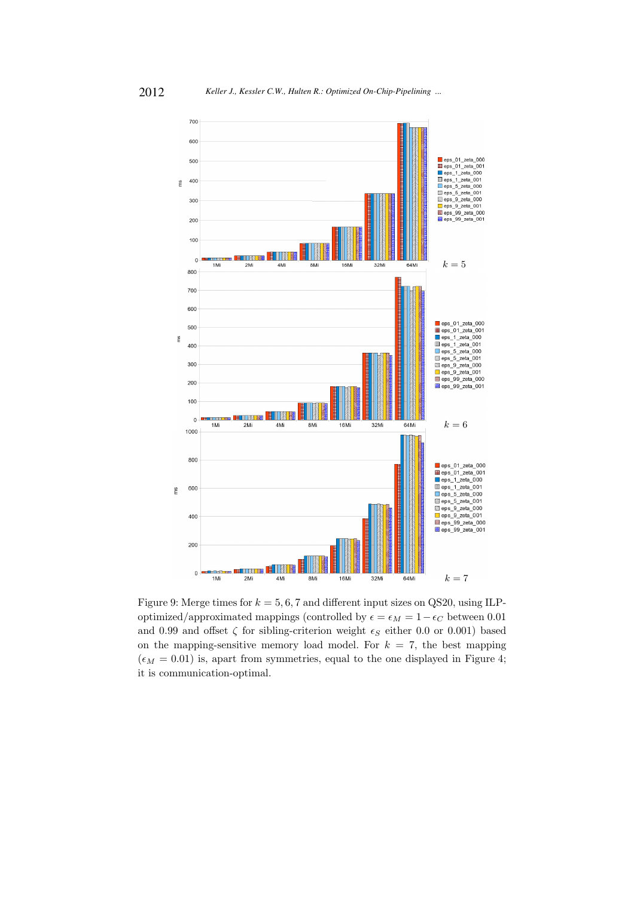Figure 9: Merge times for $k = 5, 6, 7$ and different input sizes on QS20, using ILP-optimized/approximated mappings (controlled by $\epsilon = \epsilon_M = 1 - \epsilon_C$ between 0.01 and 0.99 and offset $\zeta$ for sibling-criterion weight $\epsilon_S$ either 0.0 or 0.001) based on the mapping-sensitive memory load model. For $k = 7$, the best mapping ($\epsilon_M = 0.01$) is, apart from symmetries, equal to the one displayed in Figure 4; it is communication-optimal.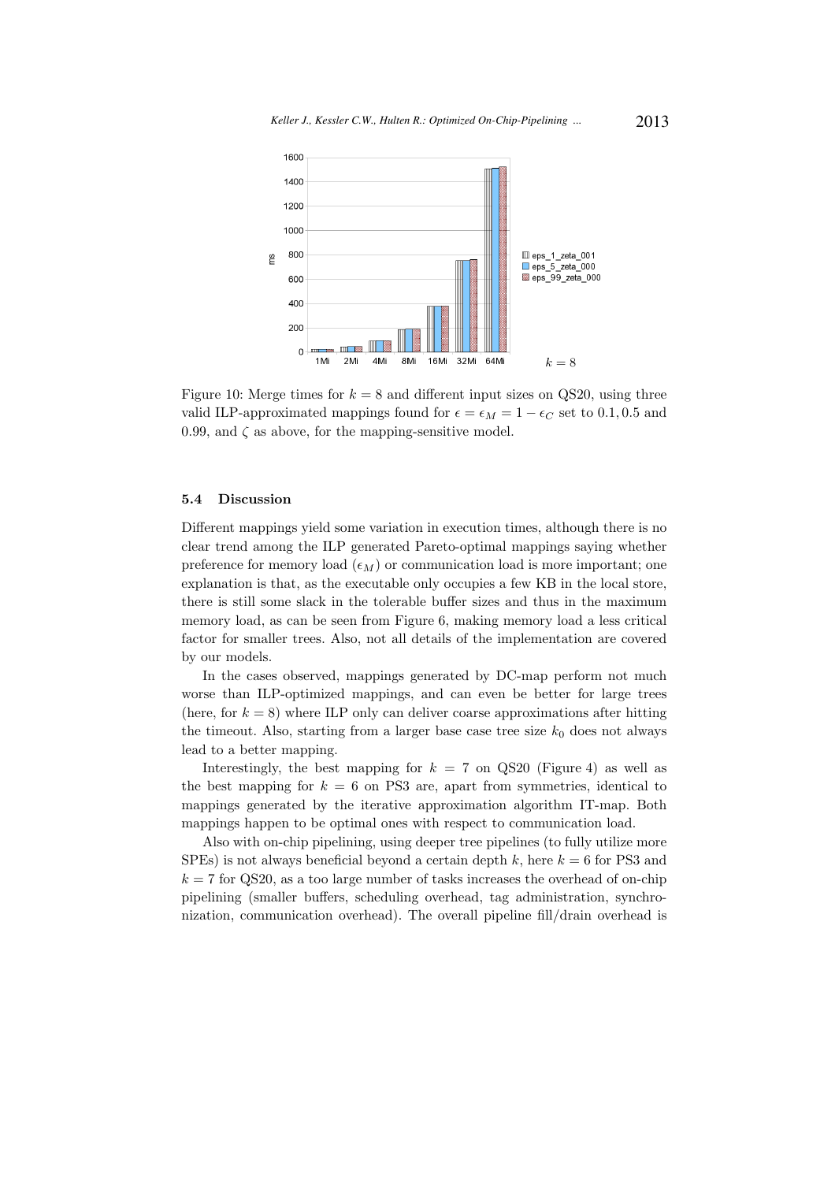Figure 10: Merge times for $k = 8$ and different input sizes on QS20, using three valid ILP-approximated mappings found for $\epsilon = \epsilon_M = 1 - \epsilon_C$ set to $0.1, 0.5$ and $0.99$, and $\zeta$ as above, for the mapping-sensitive model.

### 5.4 Discussion

Different mappings yield some variation in execution times, although there is no clear trend among the ILP generated Pareto-optimal mappings saying whether preference for memory load ($\epsilon_M$) or communication load is more important; one explanation is that, as the executable only occupies a few KB in the local store, there is still some slack in the tolerable buffer sizes and thus in the maximum memory load, as can be seen from Figure 6, making memory load a less critical factor for smaller trees. Also, not all details of the implementation are covered by our models.

In the cases observed, mappings generated by DC-map perform not much worse than ILP-optimized mappings, and can even be better for large trees (here, for $k = 8$) where ILP only can deliver coarse approximations after hitting the timeout. Also, starting from a larger base case tree size $k_0$ does not always lead to a better mapping.

Interestingly, the best mapping for $k = 7$ on QS20 (Figure 4) as well as the best mapping for $k = 6$ on PS3 are, apart from symmetries, identical to mappings generated by the iterative approximation algorithm IT-map. Both mappings happen to be optimal ones with respect to communication load.

Also with on-chip pipelining, using deeper tree pipelines (to fully utilize more SPEs) is not always beneficial beyond a certain depth $k$, here $k = 6$ for PS3 and $k = 7$ for QS20, as a too large number of tasks increases the overhead of on-chip pipelining (smaller buffers, scheduling overhead, tag administration, synchronization, communication overhead). The overall pipeline fill/drain overhead is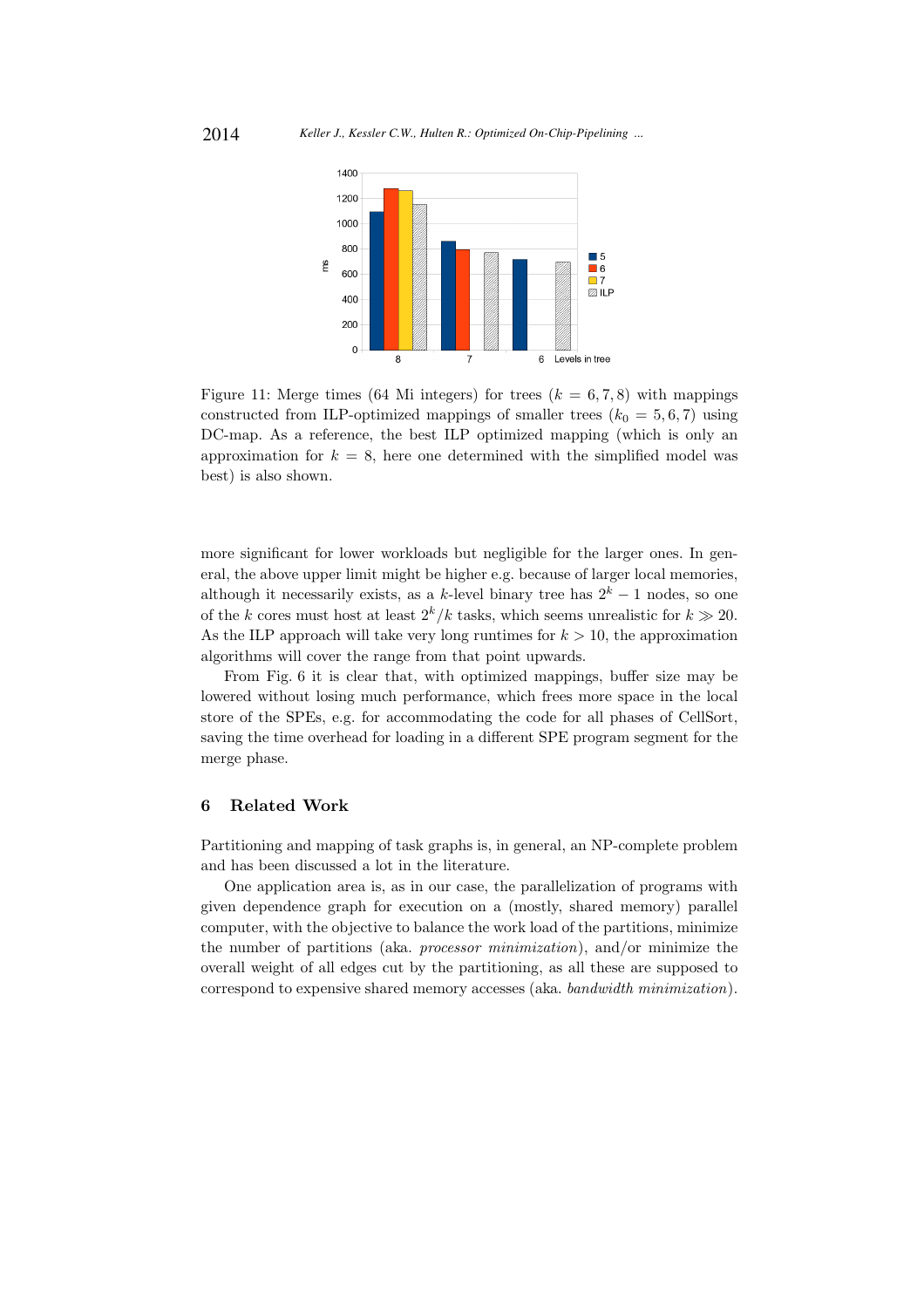Figure 11: Merge times (64 Mi integers) for trees ($k = 6, 7, 8$) with mappings constructed from ILP-optimized mappings of smaller trees ($k_0 = 5, 6, 7$) using DC-map. As a reference, the best ILP optimized mapping (which is only an approximation for $k = 8$, here one determined with the simplified model was best) is also shown.

more significant for lower workloads but negligible for the larger ones. In general, the above upper limit might be higher e.g. because of larger local memories, although it necessarily exists, as a $k$-level binary tree has $2^k - 1$ nodes, so one of the $k$ cores must host at least $2^k/k$ tasks, which seems unrealistic for $k \gg 20$. As the ILP approach will take very long runtimes for $k > 10$, the approximation algorithms will cover the range from that point upwards.

From Fig. 6 it is clear that, with optimized mappings, buffer size may be lowered without losing much performance, which frees more space in the local store of the SPEs, e.g. for accommodating the code for all phases of CellSort, saving the time overhead for loading in a different SPE program segment for the merge phase.

## 6 Related Work

Partitioning and mapping of task graphs is, in general, an NP-complete problem and has been discussed a lot in the literature.

One application area is, as in our case, the parallelization of programs with given dependence graph for execution on a (mostly, shared memory) parallel computer, with the objective to balance the work load of the partitions, minimize the number of partitions (aka. *processor minimization*), and/or minimize the overall weight of all edges cut by the partitioning, as all these are supposed to correspond to expensive shared memory accesses (aka. *bandwidth minimization*).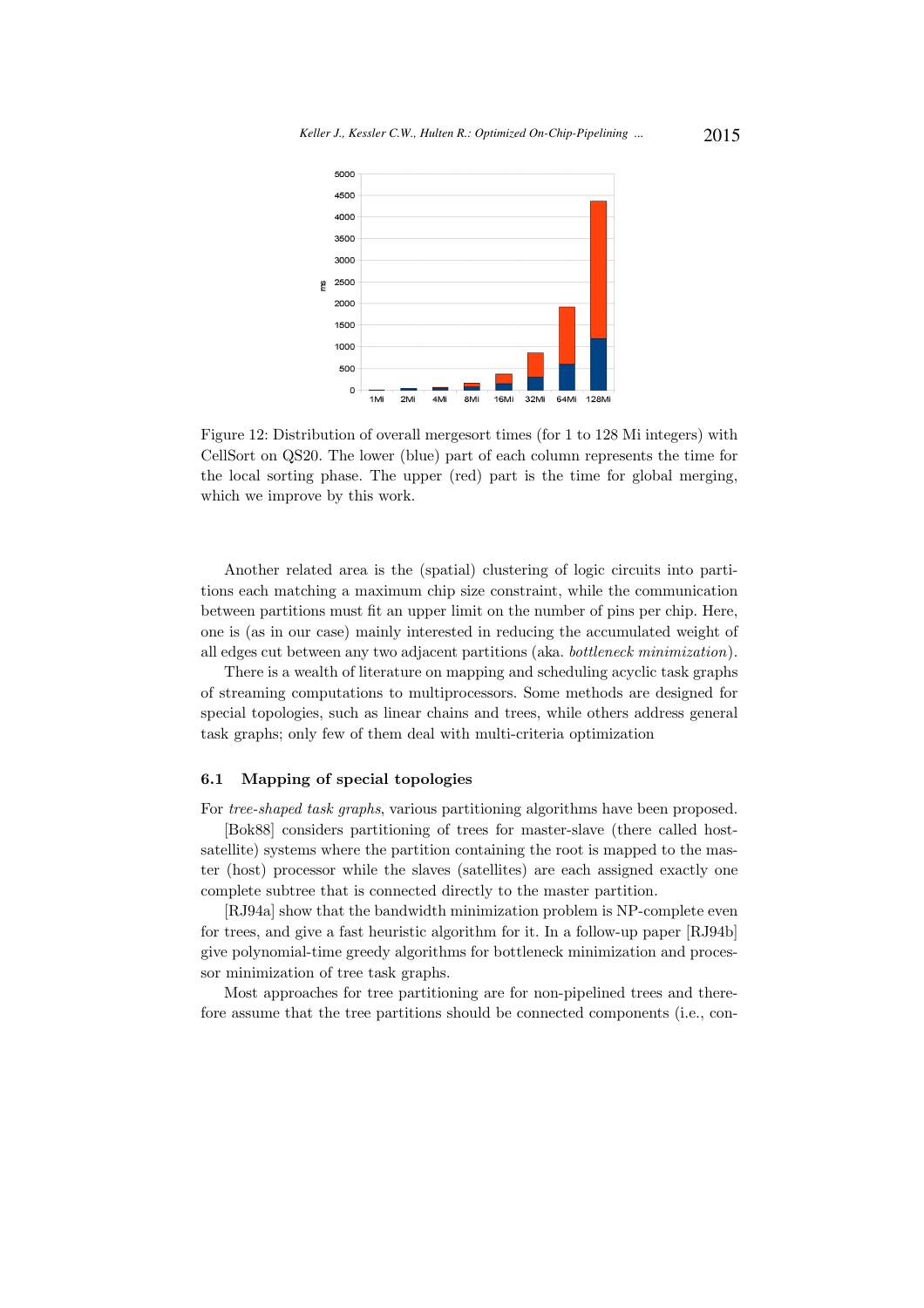Figure 12: Distribution of overall mergesort times (for 1 to 128 Mi integers) with CellSort on QS20. The lower (blue) part of each column represents the time for the local sorting phase. The upper (red) part is the time for global merging, which we improve by this work.

Another related area is the (spatial) clustering of logic circuits into partitions each matching a maximum chip size constraint, while the communication between partitions must fit an upper limit on the number of pins per chip. Here, one is (as in our case) mainly interested in reducing the accumulated weight of all edges cut between any two adjacent partitions (aka. *bottleneck minimization*).

There is a wealth of literature on mapping and scheduling acyclic task graphs of streaming computations to multiprocessors. Some methods are designed for special topologies, such as linear chains and trees, while others address general task graphs; only few of them deal with multi-criteria optimization

### 6.1 Mapping of special topologies

For *tree-shaped task graphs*, various partitioning algorithms have been proposed.

[Bok88] considers partitioning of trees for master-slave (there called host-satellite) systems where the partition containing the root is mapped to the master (host) processor while the slaves (satellites) are each assigned exactly one complete subtree that is connected directly to the master partition.

[RJ94a] show that the bandwidth minimization problem is NP-complete even for trees, and give a fast heuristic algorithm for it. In a follow-up paper [RJ94b] give polynomial-time greedy algorithms for bottleneck minimization and processor minimization of tree task graphs.

Most approaches for tree partitioning are for non-pipelined trees and therefore assume that the tree partitions should be connected components (i.e., con-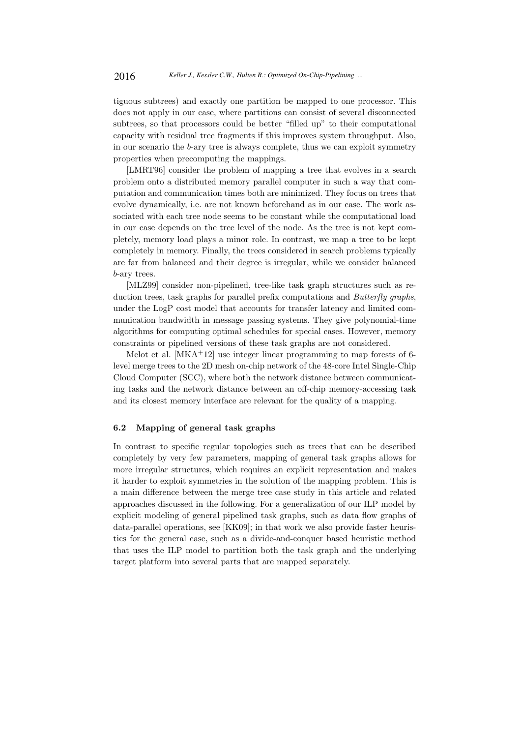tiguous subtrees) and exactly one partition be mapped to one processor. This does not apply in our case, where partitions can consist of several disconnected subtrees, so that processors could be better "filled up" to their computational capacity with residual tree fragments if this improves system throughput. Also, in our scenario the $b$-ary tree is always complete, thus we can exploit symmetry properties when precomputing the mappings.

[LMRT96] consider the problem of mapping a tree that evolves in a search problem onto a distributed memory parallel computer in such a way that computation and communication times both are minimized. They focus on trees that evolve dynamically, i.e. are not known beforehand as in our case. The work associated with each tree node seems to be constant while the computational load in our case depends on the tree level of the node. As the tree is not kept completely, memory load plays a minor role. In contrast, we map a tree to be kept completely in memory. Finally, the trees considered in search problems typically are far from balanced and their degree is irregular, while we consider balanced $b$-ary trees.

[MLZ99] consider non-pipelined, tree-like task graph structures such as reduction trees, task graphs for parallel prefix computations and *Butterfly graphs*, under the LogP cost model that accounts for transfer latency and limited communication bandwidth in message passing systems. They give polynomial-time algorithms for computing optimal schedules for special cases. However, memory constraints or pipelined versions of these task graphs are not considered.

Melot et al. [MKA+12] use integer linear programming to map forests of 6-level merge trees to the 2D mesh on-chip network of the 48-core Intel Single-Chip Cloud Computer (SCC), where both the network distance between communicating tasks and the network distance between an off-chip memory-accessing task and its closest memory interface are relevant for the quality of a mapping.

### 6.2 Mapping of general task graphs

In contrast to specific regular topologies such as trees that can be described completely by very few parameters, mapping of general task graphs allows for more irregular structures, which requires an explicit representation and makes it harder to exploit symmetries in the solution of the mapping problem. This is a main difference between the merge tree case study in this article and related approaches discussed in the following. For a generalization of our ILP model by explicit modeling of general pipelined task graphs, such as data flow graphs of data-parallel operations, see [KK09]; in that work we also provide faster heuristics for the general case, such as a divide-and-conquer based heuristic method that uses the ILP model to partition both the task graph and the underlying target platform into several parts that are mapped separately.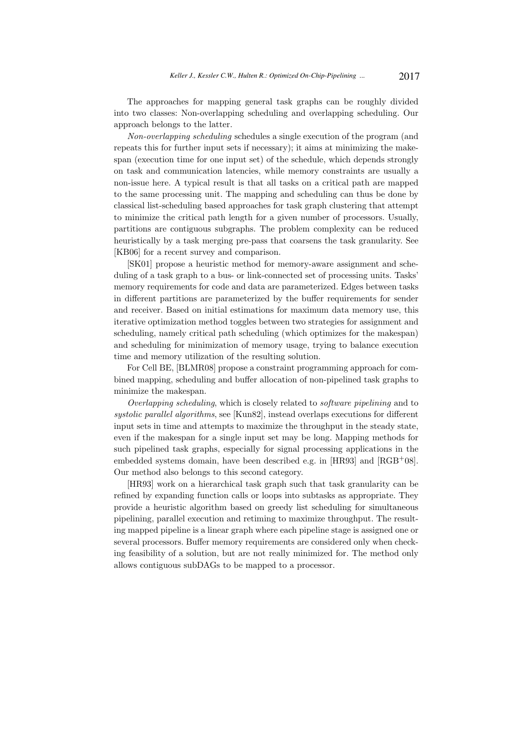The approaches for mapping general task graphs can be roughly divided into two classes: Non-overlapping scheduling and overlapping scheduling. Our approach belongs to the latter.

*Non-overlapping scheduling* schedules a single execution of the program (and repeats this for further input sets if necessary); it aims at minimizing the makespan (execution time for one input set) of the schedule, which depends strongly on task and communication latencies, while memory constraints are usually a non-issue here. A typical result is that all tasks on a critical path are mapped to the same processing unit. The mapping and scheduling can thus be done by classical list-scheduling based approaches for task graph clustering that attempt to minimize the critical path length for a given number of processors. Usually, partitions are contiguous subgraphs. The problem complexity can be reduced heuristically by a task merging pre-pass that coarsens the task granularity. See [KB06] for a recent survey and comparison.

[SK01] propose a heuristic method for memory-aware assignment and scheduling of a task graph to a bus- or link-connected set of processing units. Tasks' memory requirements for code and data are parameterized. Edges between tasks in different partitions are parameterized by the buffer requirements for sender and receiver. Based on initial estimations for maximum data memory use, this iterative optimization method toggles between two strategies for assignment and scheduling, namely critical path scheduling (which optimizes for the makespan) and scheduling for minimization of memory usage, trying to balance execution time and memory utilization of the resulting solution.

For Cell BE, [BLMR08] propose a constraint programming approach for combined mapping, scheduling and buffer allocation of non-pipelined task graphs to minimize the makespan.

*Overlapping scheduling*, which is closely related to *software pipelining* and to *systolic parallel algorithms*, see [Kun82], instead overlaps executions for different input sets in time and attempts to maximize the throughput in the steady state, even if the makespan for a single input set may be long. Mapping methods for such pipelined task graphs, especially for signal processing applications in the embedded systems domain, have been described e.g. in [HR93] and [RGB+08]. Our method also belongs to this second category.

[HR93] work on a hierarchical task graph such that task granularity can be refined by expanding function calls or loops into subtasks as appropriate. They provide a heuristic algorithm based on greedy list scheduling for simultaneous pipelining, parallel execution and retiming to maximize throughput. The resulting mapped pipeline is a linear graph where each pipeline stage is assigned one or several processors. Buffer memory requirements are considered only when checking feasibility of a solution, but are not really minimized for. The method only allows contiguous subDAGs to be mapped to a processor.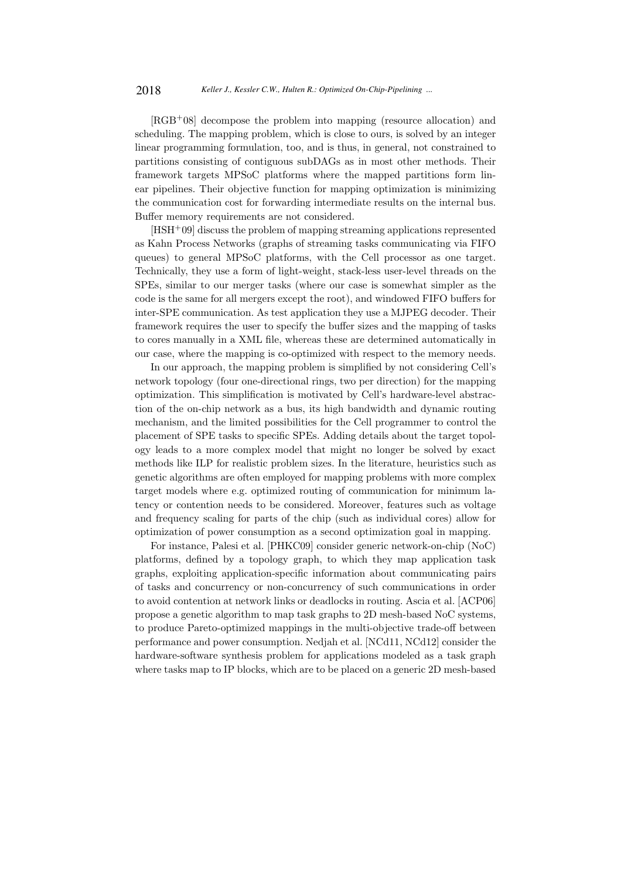[RGB+08] decompose the problem into mapping (resource allocation) and scheduling. The mapping problem, which is close to ours, is solved by an integer linear programming formulation, too, and is thus, in general, not constrained to partitions consisting of contiguous subDAGs as in most other methods. Their framework targets MPSoC platforms where the mapped partitions form linear pipelines. Their objective function for mapping optimization is minimizing the communication cost for forwarding intermediate results on the internal bus. Buffer memory requirements are not considered.

[HSH+09] discuss the problem of mapping streaming applications represented as Kahn Process Networks (graphs of streaming tasks communicating via FIFO queues) to general MPSoC platforms, with the Cell processor as one target. Technically, they use a form of light-weight, stack-less user-level threads on the SPEs, similar to our merger tasks (where our case is somewhat simpler as the code is the same for all mergers except the root), and windowed FIFO buffers for inter-SPE communication. As test application they use a MJPEG decoder. Their framework requires the user to specify the buffer sizes and the mapping of tasks to cores manually in a XML file, whereas these are determined automatically in our case, where the mapping is co-optimized with respect to the memory needs.

In our approach, the mapping problem is simplified by not considering Cell's network topology (four one-directional rings, two per direction) for the mapping optimization. This simplification is motivated by Cell's hardware-level abstraction of the on-chip network as a bus, its high bandwidth and dynamic routing mechanism, and the limited possibilities for the Cell programmer to control the placement of SPE tasks to specific SPEs. Adding details about the target topology leads to a more complex model that might no longer be solved by exact methods like ILP for realistic problem sizes. In the literature, heuristics such as genetic algorithms are often employed for mapping problems with more complex target models where e.g. optimized routing of communication for minimum latency or contention needs to be considered. Moreover, features such as voltage and frequency scaling for parts of the chip (such as individual cores) allow for optimization of power consumption as a second optimization goal in mapping.

For instance, Palesi et al. [PHKC09] consider generic network-on-chip (NoC) platforms, defined by a topology graph, to which they map application task graphs, exploiting application-specific information about communicating pairs of tasks and concurrency or non-concurrency of such communications in order to avoid contention at network links or deadlocks in routing. Ascia et al. [ACP06] propose a genetic algorithm to map task graphs to 2D mesh-based NoC systems, to produce Pareto-optimized mappings in the multi-objective trade-off between performance and power consumption. Nedjah et al. [NCd11, NCd12] consider the hardware-software synthesis problem for applications modeled as a task graph where tasks map to IP blocks, which are to be placed on a generic 2D mesh-based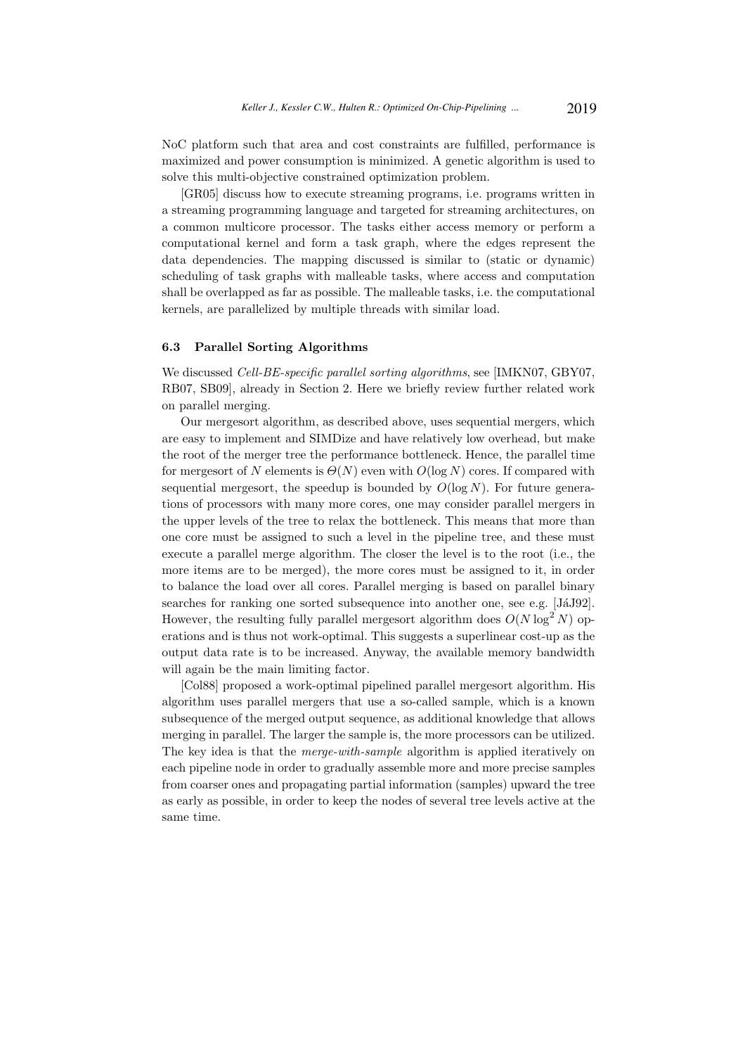NoC platform such that area and cost constraints are fulfilled, performance is maximized and power consumption is minimized. A genetic algorithm is used to solve this multi-objective constrained optimization problem.

[GR05] discuss how to execute streaming programs, i.e. programs written in a streaming programming language and targeted for streaming architectures, on a common multicore processor. The tasks either access memory or perform a computational kernel and form a task graph, where the edges represent the data dependencies. The mapping discussed is similar to (static or dynamic) scheduling of task graphs with malleable tasks, where access and computation shall be overlapped as far as possible. The malleable tasks, i.e. the computational kernels, are parallelized by multiple threads with similar load.

### 6.3 Parallel Sorting Algorithms

We discussed *Cell-BE-specific parallel sorting algorithms*, see [IMKN07, GBY07, RB07, SB09], already in Section 2. Here we briefly review further related work on parallel merging.

Our mergesort algorithm, as described above, uses sequential mergers, which are easy to implement and SIMDize and have relatively low overhead, but make the root of the merger tree the performance bottleneck. Hence, the parallel time for mergesort of $N$ elements is $\Theta(N)$ even with $O(\log N)$ cores. If compared with sequential mergesort, the speedup is bounded by $O(\log N)$. For future generations of processors with many more cores, one may consider parallel mergers in the upper levels of the tree to relax the bottleneck. This means that more than one core must be assigned to such a level in the pipeline tree, and these must execute a parallel merge algorithm. The closer the level is to the root (i.e., the more items are to be merged), the more cores must be assigned to it, in order to balance the load over all cores. Parallel merging is based on parallel binary searches for ranking one sorted subsequence into another one, see e.g. [JáJ92]. However, the resulting fully parallel mergesort algorithm does $O(N \log^2 N)$ operations and is thus not work-optimal. This suggests a superlinear cost-up as the output data rate is to be increased. Anyway, the available memory bandwidth will again be the main limiting factor.

[Col88] proposed a work-optimal pipelined parallel mergesort algorithm. His algorithm uses parallel mergers that use a so-called sample, which is a known subsequence of the merged output sequence, as additional knowledge that allows merging in parallel. The larger the sample is, the more processors can be utilized. The key idea is that the *merge-with-sample* algorithm is applied iteratively on each pipeline node in order to gradually assemble more and more precise samples from coarser ones and propagating partial information (samples) upward the tree as early as possible, in order to keep the nodes of several tree levels active at the same time.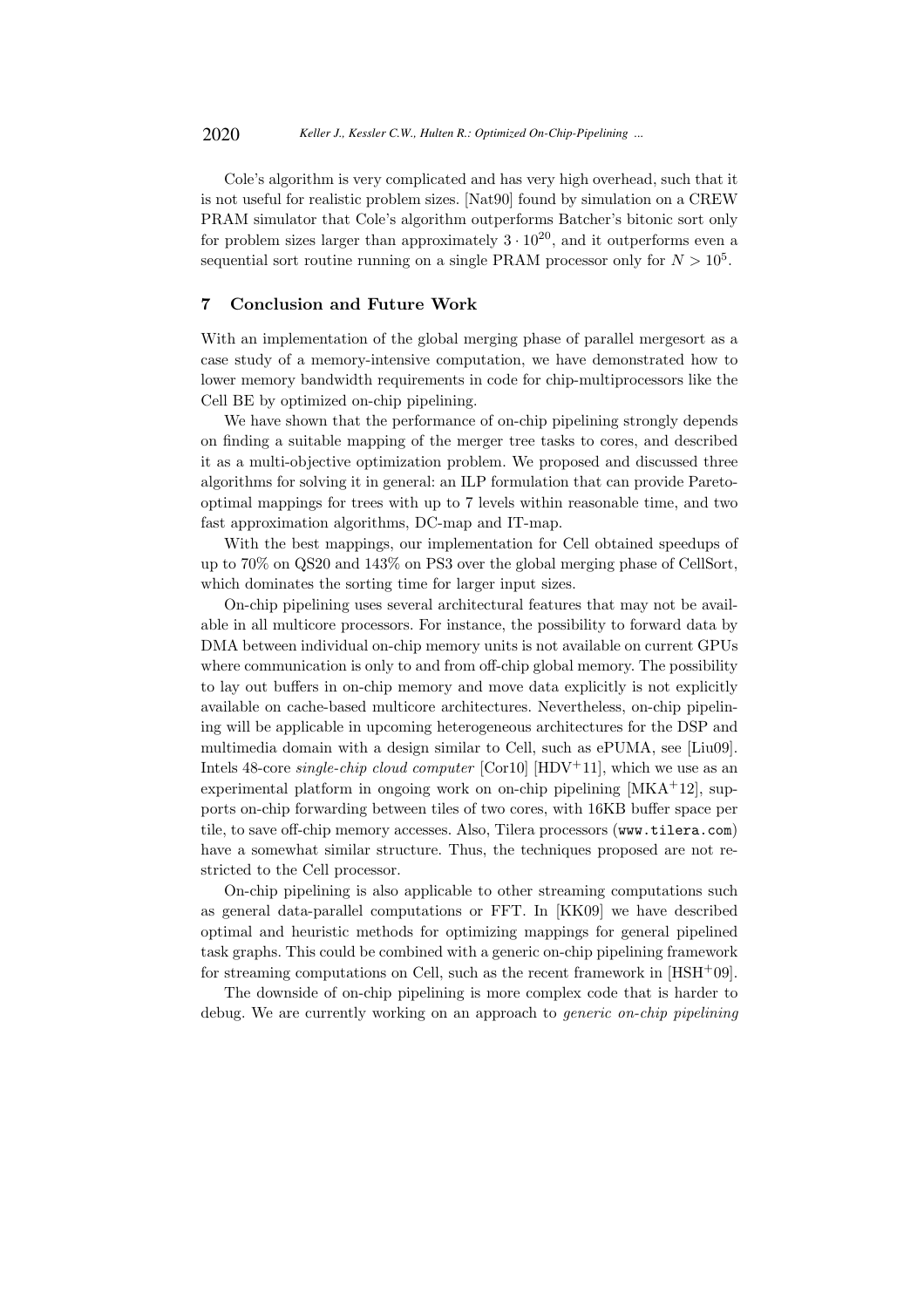Cole's algorithm is very complicated and has very high overhead, such that it is not useful for realistic problem sizes. [Nat90] found by simulation on a CREW PRAM simulator that Cole's algorithm outperforms Batcher's bitonic sort only for problem sizes larger than approximately $3 \cdot 10^{20}$, and it outperforms even a sequential sort routine running on a single PRAM processor only for $N > 10^5$.

## 7 Conclusion and Future Work

With an implementation of the global merging phase of parallel mergesort as a case study of a memory-intensive computation, we have demonstrated how to lower memory bandwidth requirements in code for chip-multiprocessors like the Cell BE by optimized on-chip pipelining.

We have shown that the performance of on-chip pipelining strongly depends on finding a suitable mapping of the merger tree tasks to cores, and described it as a multi-objective optimization problem. We proposed and discussed three algorithms for solving it in general: an ILP formulation that can provide Pareto-optimal mappings for trees with up to 7 levels within reasonable time, and two fast approximation algorithms, DC-map and IT-map.

With the best mappings, our implementation for Cell obtained speedups of up to 70% on QS20 and 143% on PS3 over the global merging phase of CellSort, which dominates the sorting time for larger input sizes.

On-chip pipelining uses several architectural features that may not be available in all multicore processors. For instance, the possibility to forward data by DMA between individual on-chip memory units is not available on current GPUs where communication is only to and from off-chip global memory. The possibility to lay out buffers in on-chip memory and move data explicitly is not explicitly available on cache-based multicore architectures. Nevertheless, on-chip pipelining will be applicable in upcoming heterogeneous architectures for the DSP and multimedia domain with a design similar to Cell, such as ePUMA, see [Liu09]. Intels 48-core *single-chip cloud computer* [Cor10] [HDV+11], which we use as an experimental platform in ongoing work on on-chip pipelining [MKA+12], supports on-chip forwarding between tiles of two cores, with 16KB buffer space per tile, to save off-chip memory accesses. Also, Tilera processors (www.tilera.com) have a somewhat similar structure. Thus, the techniques proposed are not restricted to the Cell processor.

On-chip pipelining is also applicable to other streaming computations such as general data-parallel computations or FFT. In [KK09] we have described optimal and heuristic methods for optimizing mappings for general pipelined task graphs. This could be combined with a generic on-chip pipelining framework for streaming computations on Cell, such as the recent framework in [HSH+09].

The downside of on-chip pipelining is more complex code that is harder to debug. We are currently working on an approach to *generic on-chip pipelining*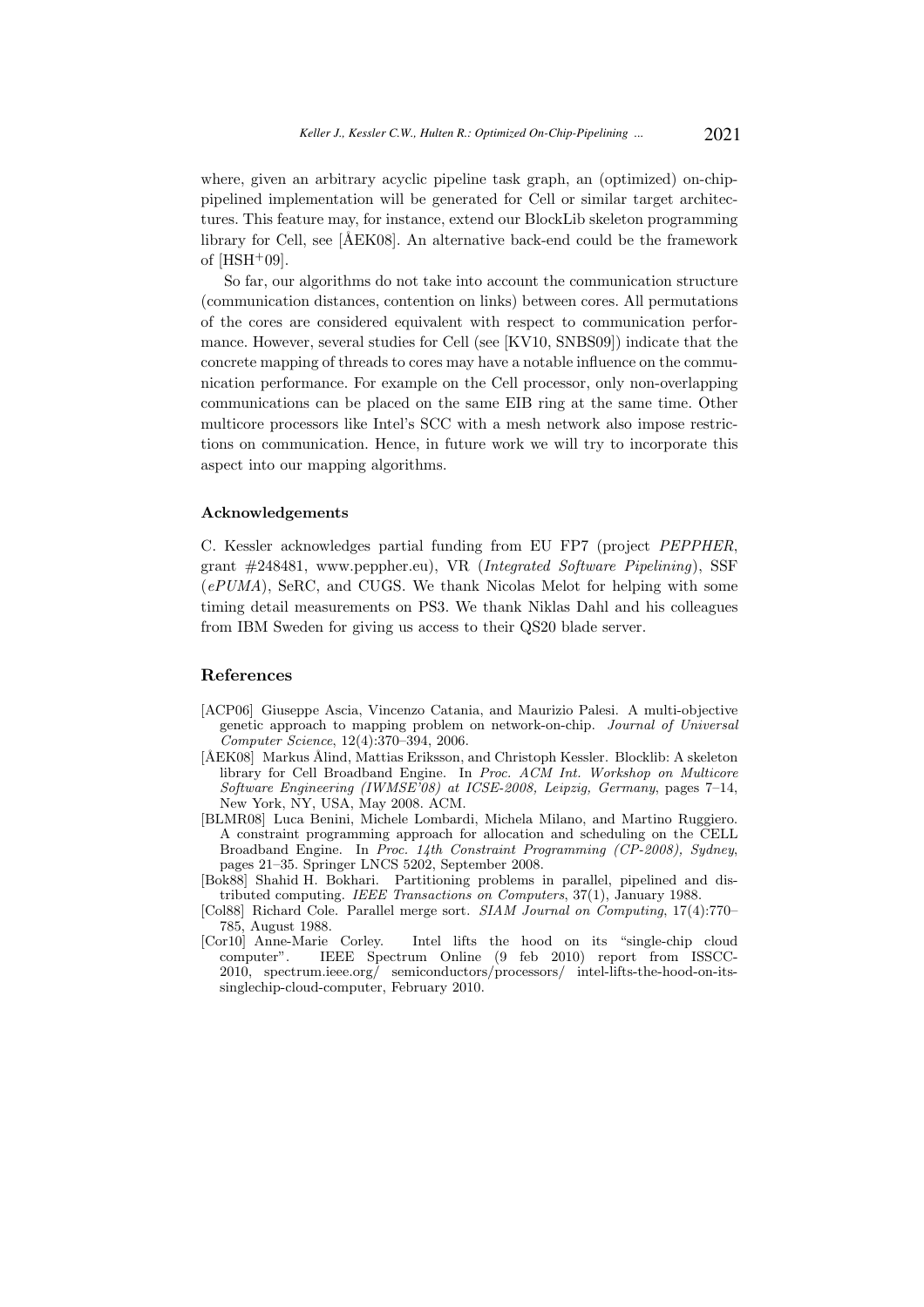where, given an arbitrary acyclic pipeline task graph, an (optimized) on-chip-pipelined implementation will be generated for Cell or similar target architectures. This feature may, for instance, extend our BlockLib skeleton programming library for Cell, see [ÅEK08]. An alternative back-end could be the framework of [HSH+09].

So far, our algorithms do not take into account the communication structure (communication distances, contention on links) between cores. All permutations of the cores are considered equivalent with respect to communication performance. However, several studies for Cell (see [KV10, SNBS09]) indicate that the concrete mapping of threads to cores may have a notable influence on the communication performance. For example on the Cell processor, only non-overlapping communications can be placed on the same EIB ring at the same time. Other multicore processors like Intel's SCC with a mesh network also impose restrictions on communication. Hence, in future work we will try to incorporate this aspect into our mapping algorithms.

### Acknowledgements

C. Kessler acknowledges partial funding from EU FP7 (project *PEPPHER*, grant #248481, www.peppher.eu), VR (*Integrated Software Pipelining*), SSF (*ePUMA*), SeRC, and CUGS. We thank Nicolas Melot for helping with some timing detail measurements on PS3. We thank Niklas Dahl and his colleagues from IBM Sweden for giving us access to their QS20 blade server.

## References

[ACP06] Giuseppe Ascia, Vincenzo Catania, and Maurizio Palesi. A multi-objective genetic approach to mapping problem on network-on-chip. *Journal of Universal Computer Science*, 12(4):370–394, 2006.

[ÅEK08] Markus Ålind, Mattias Eriksson, and Christoph Kessler. Blocklib: A skeleton library for Cell Broadband Engine. In *Proc. ACM Int. Workshop on Multicore Software Engineering (IWMSE'08) at ICSE-2008, Leipzig, Germany*, pages 7–14, New York, NY, USA, May 2008. ACM.

[BLMR08] Luca Benini, Michele Lombardi, Michela Milano, and Martino Ruggiero. A constraint programming approach for allocation and scheduling on the CELL Broadband Engine. In *Proc. 14th Constraint Programming (CP-2008), Sydney*, pages 21–35. Springer LNCS 5202, September 2008.

[Bok88] Shahid H. Bokhari. Partitioning problems in parallel, pipelined and distributed computing. *IEEE Transactions on Computers*, 37(1), January 1988.

[Col88] Richard Cole. Parallel merge sort. *SIAM Journal on Computing*, 17(4):770–785, August 1988.

[Cor10] Anne-Marie Corley. Intel lifts the hood on its "single-chip cloud computer". IEEE Spectrum Online (9 feb 2010) report from ISSCC-2010, spectrum.ieee.org/ semiconductors/processors/ intel-lifts-the-hood-on-its-singlechip-cloud-computer, February 2010.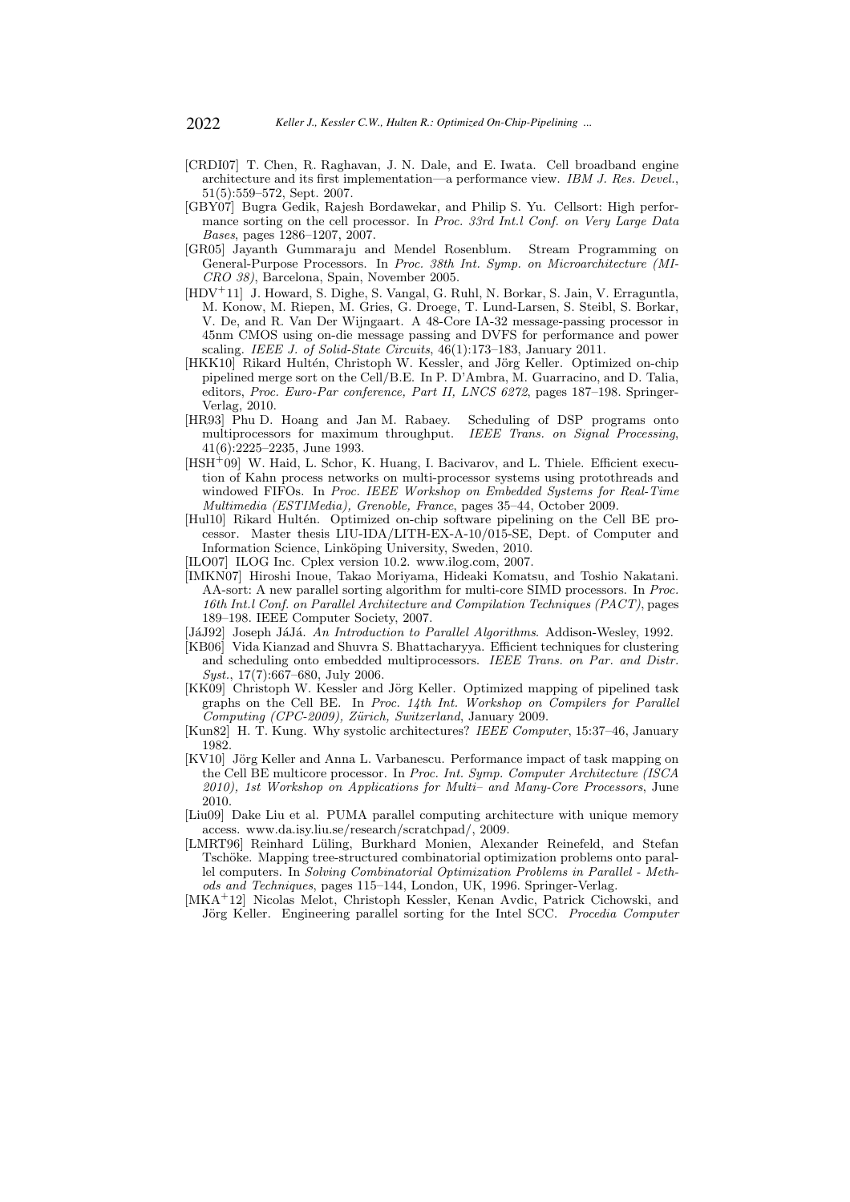[CRDI07] T. Chen, R. Raghavan, J. N. Dale, and E. Iwata. Cell broadband engine architecture and its first implementation—a performance view. *IBM J. Res. Devel.*, 51(5):559–572, Sept. 2007.

[GBY07] Bugra Gedik, Rajesh Bordawekar, and Philip S. Yu. Cellsort: High performance sorting on the cell processor. In *Proc. 33rd Int.l Conf. on Very Large Data Bases*, pages 1286–1207, 2007.

[GR05] Jayanth Gummaraju and Mendel Rosenblum. Stream Programming on General-Purpose Processors. In *Proc. 38th Int. Symp. on Microarchitecture (MICRO 38)*, Barcelona, Spain, November 2005.

[HDV+11] J. Howard, S. Dighe, S. Vangal, G. Ruhl, N. Borkar, S. Jain, V. Erraguntla, M. Konow, M. Riepen, M. Gries, G. Droege, T. Lund-Larsen, S. Steibl, S. Borkar, V. De, and R. Van Der Wijngaart. A 48-Core IA-32 message-passing processor in 45nm CMOS using on-die message passing and DVFS for performance and power scaling. *IEEE J. of Solid-State Circuits*, 46(1):173–183, January 2011.

[HKK10] Rikard Hultén, Christoph W. Kessler, and Jörg Keller. Optimized on-chip pipelined merge sort on the Cell/B.E. In P. D'Ambra, M. Guarracino, and D. Talia, editors, *Proc. Euro-Par conference, Part II, LNCS 6272*, pages 187–198. Springer-Verlag, 2010.

[HR93] Phu D. Hoang and Jan M. Rabaey. Scheduling of DSP programs onto multiprocessors for maximum throughput. *IEEE Trans. on Signal Processing*, 41(6):2225–2235, June 1993.

[HSH+09] W. Haid, L. Schor, K. Huang, I. Bacivarov, and L. Thiele. Efficient execution of Kahn process networks on multi-processor systems using protothreads and windowed FIFOs. In *Proc. IEEE Workshop on Embedded Systems for Real-Time Multimedia (ESTIMedia), Grenoble, France*, pages 35–44, October 2009.

[Hul10] Rikard Hultén. Optimized on-chip software pipelining on the Cell BE processor. Master thesis LIU-IDA/LITH-EX-A-10/015-SE, Dept. of Computer and Information Science, Linköping University, Sweden, 2010.

[ILO07] ILOG Inc. Cplex version 10.2. www.ilog.com, 2007.

[IMKN07] Hiroshi Inoue, Takao Moriyama, Hideaki Komatsu, and Toshio Nakatani. AA-sort: A new parallel sorting algorithm for multi-core SIMD processors. In *Proc. 16th Int.l Conf. on Parallel Architecture and Compilation Techniques (PACT)*, pages 189–198. IEEE Computer Society, 2007.

[JáJ92] Joseph JáJá. *An Introduction to Parallel Algorithms*. Addison-Wesley, 1992.

[KB06] Vida Kianzad and Shuvra S. Bhattacharyya. Efficient techniques for clustering and scheduling onto embedded multiprocessors. *IEEE Trans. on Par. and Distr. Syst.*, 17(7):667–680, July 2006.

[KK09] Christoph W. Kessler and Jörg Keller. Optimized mapping of pipelined task graphs on the Cell BE. In *Proc. 14th Int. Workshop on Compilers for Parallel Computing (CPC-2009), Zürich, Switzerland*, January 2009.

[Kun82] H. T. Kung. Why systolic architectures? *IEEE Computer*, 15:37–46, January 1982.

[KV10] Jörg Keller and Anna L. Varbanescu. Performance impact of task mapping on the Cell BE multicore processor. In *Proc. Int. Symp. Computer Architecture (ISCA 2010), 1st Workshop on Applications for Multi– and Many-Core Processors*, June 2010.

[Liu09] Dake Liu et al. PUMA parallel computing architecture with unique memory access. www.da.isy.liu.se/research/scratchpad/, 2009.

[LMRT96] Reinhard Lüling, Burkhard Monien, Alexander Reinefeld, and Stefan Tschöke. Mapping tree-structured combinatorial optimization problems onto parallel computers. In *Solving Combinatorial Optimization Problems in Parallel - Methods and Techniques*, pages 115–144, London, UK, 1996. Springer-Verlag.

[MKA+12] Nicolas Melot, Christoph Kessler, Kenan Avdic, Patrick Cichowski, and Jörg Keller. Engineering parallel sorting for the Intel SCC. *Procedia Computer*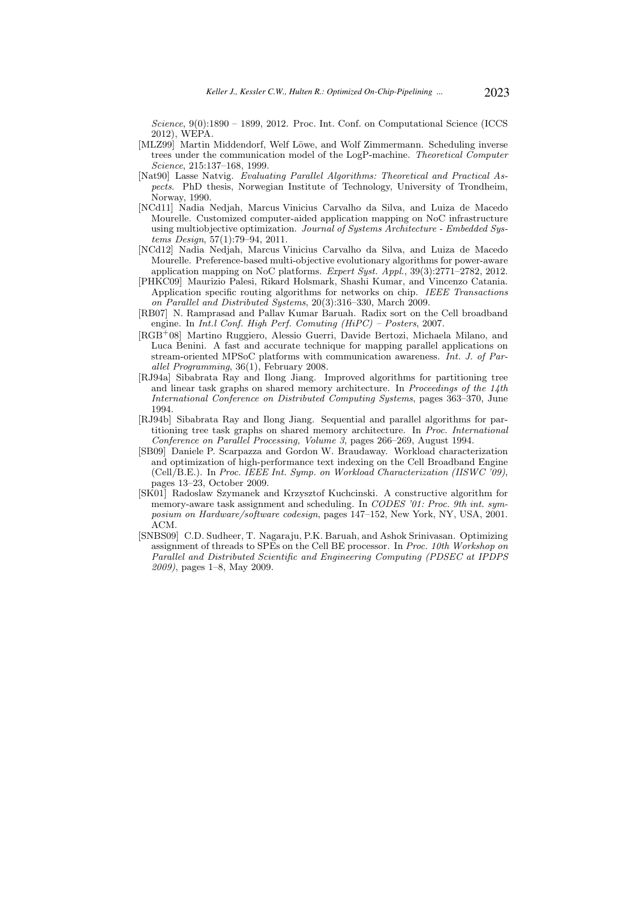*Science*, 9(0):1890 – 1899, 2012. Proc. Int. Conf. on Computational Science (ICCS 2012), WEPA.

[MLZ99] Martin Middendorf, Welf Löwe, and Wolf Zimmermann. Scheduling inverse trees under the communication model of the LogP-machine. *Theoretical Computer Science*, 215:137–168, 1999.

[Nat90] Lasse Natvig. *Evaluating Parallel Algorithms: Theoretical and Practical Aspects*. PhD thesis, Norwegian Institute of Technology, University of Trondheim, Norway, 1990.

[NCd11] Nadia Nedjah, Marcus Vinicius Carvalho da Silva, and Luiza de Macedo Mourelle. Customized computer-aided application mapping on NoC infrastructure using multiobjective optimization. *Journal of Systems Architecture - Embedded Systems Design*, 57(1):79–94, 2011.

[NCd12] Nadia Nedjah, Marcus Vinicius Carvalho da Silva, and Luiza de Macedo Mourelle. Preference-based multi-objective evolutionary algorithms for power-aware application mapping on NoC platforms. *Expert Syst. Appl.*, 39(3):2771–2782, 2012.

[PHKC09] Maurizio Palesi, Rikard Holsmark, Shashi Kumar, and Vincenzo Catania. Application specific routing algorithms for networks on chip. *IEEE Transactions on Parallel and Distributed Systems*, 20(3):316–330, March 2009.

[RB07] N. Ramprasad and Pallav Kumar Baruah. Radix sort on the Cell broadband engine. In *Int.l Conf. High Perf. Comuting (HiPC) – Posters*, 2007.

[RGB+08] Martino Ruggiero, Alessio Guerri, Davide Bertozi, Michaela Milano, and Luca Benini. A fast and accurate technique for mapping parallel applications on stream-oriented MPSoC platforms with communication awareness. *Int. J. of Parallel Programming*, 36(1), February 2008.

[RJ94a] Sibabrata Ray and Ilong Jiang. Improved algorithms for partitioning tree and linear task graphs on shared memory architecture. In *Proceedings of the 14th International Conference on Distributed Computing Systems*, pages 363–370, June 1994.

[RJ94b] Sibabrata Ray and Ilong Jiang. Sequential and parallel algorithms for partitioning tree task graphs on shared memory architecture. In *Proc. International Conference on Parallel Processing, Volume 3*, pages 266–269, August 1994.

[SB09] Daniele P. Scarpazza and Gordon W. Braudaway. Workload characterization and optimization of high-performance text indexing on the Cell Broadband Engine (Cell/B.E.). In *Proc. IEEE Int. Symp. on Workload Characterization (IISWC '09)*, pages 13–23, October 2009.

[SK01] Radoslaw Szymanek and Krzysztof Kuchcinski. A constructive algorithm for memory-aware task assignment and scheduling. In *CODES '01: Proc. 9th int. symposium on Hardware/software codesign*, pages 147–152, New York, NY, USA, 2001. ACM.

[SNBS09] C.D. Sudheer, T. Nagaraju, P.K. Baruah, and Ashok Srinivasan. Optimizing assignment of threads to SPEs on the Cell BE processor. In *Proc. 10th Workshop on Parallel and Distributed Scientific and Engineering Computing (PDSEC at IPDPS 2009)*, pages 1–8, May 2009.